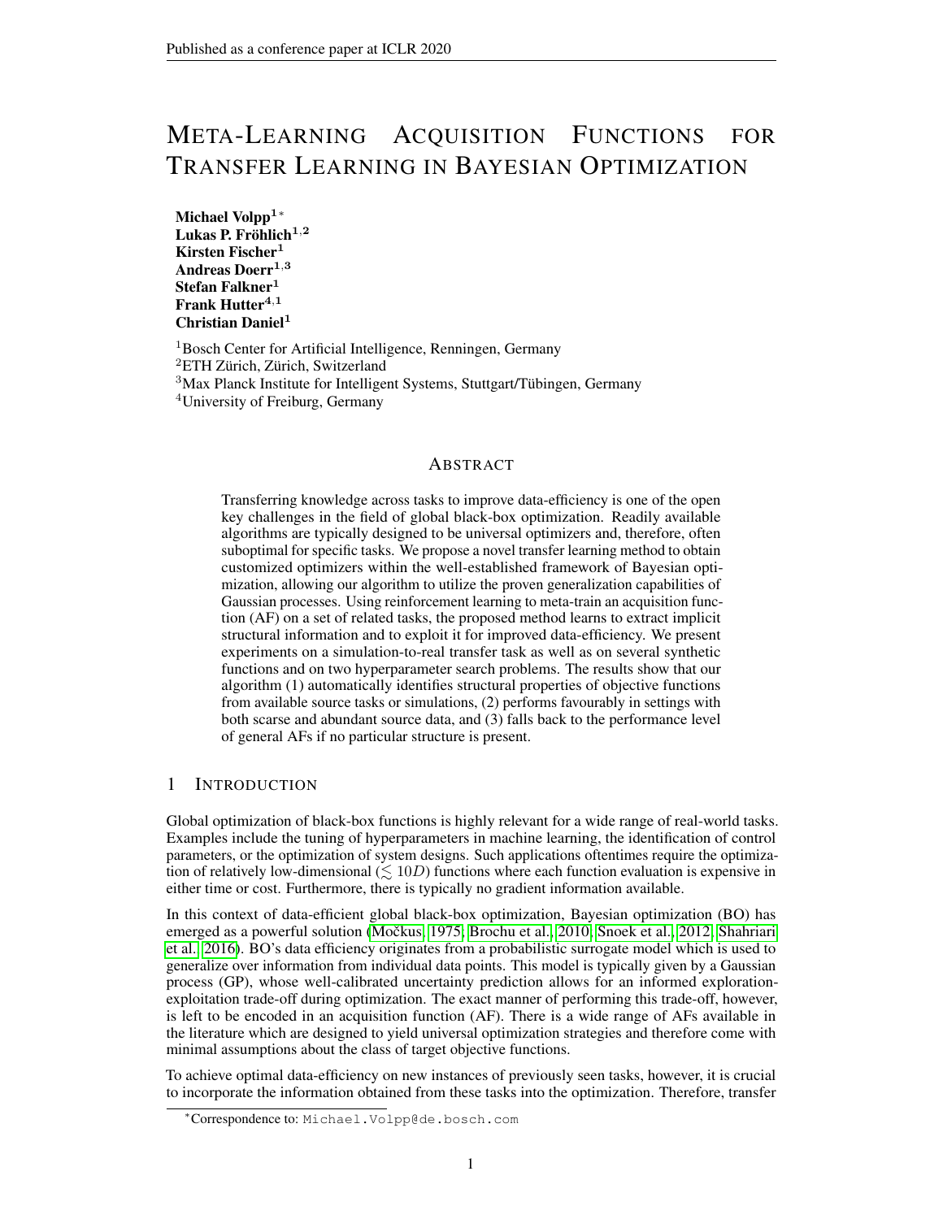# Meta-Learning Acquisition Functions for Transfer Learning in Bayesian Optimization

**Michael Volpp[1]***
**Lukas P. Fröhlich[1,2]**
**Kirsten Fischer[1]**
**Andreas Doerr[1,3]**
**Stefan Falkner[1]**
**Frank Hutter[4,1]**
**Christian Daniel[1]**

[1]Bosch Center for Artificial Intelligence, Renningen, Germany
[2]ETH Zürich, Zürich, Switzerland
[3]Max Planck Institute for Intelligent Systems, Stuttgart/Tübingen, Germany
[4]University of Freiburg, Germany

## Abstract

Transferring knowledge across tasks to improve data-efficiency is one of the open key challenges in the field of global black-box optimization. Readily available algorithms are typically designed to be universal optimizers and, therefore, often suboptimal for specific tasks. We propose a novel transfer learning method to obtain customized optimizers within the well-established framework of Bayesian optimization, allowing our algorithm to utilize the proven generalization capabilities of Gaussian processes. Using reinforcement learning to meta-train an acquisition function (AF) on a set of related tasks, the proposed method learns to extract implicit structural information and to exploit it for improved data-efficiency. We present experiments on a simulation-to-real transfer task as well as on several synthetic functions and on two hyperparameter search problems. The results show that our algorithm (1) automatically identifies structural properties of objective functions from available source tasks or simulations, (2) performs favourably in settings with both scarse and abundant source data, and (3) falls back to the performance level of general AFs if no particular structure is present.

## 1 Introduction

Global optimization of black-box functions is highly relevant for a wide range of real-world tasks. Examples include the tuning of hyperparameters in machine learning, the identification of control parameters, or the optimization of system designs. Such applications oftentimes require the optimization of relatively low-dimensional ($\lesssim 10D$) functions where each function evaluation is expensive in either time or cost. Furthermore, there is typically no gradient information available.

In this context of data-efficient global black-box optimization, Bayesian optimization (BO) has emerged as a powerful solution (Močkus, 1975; Brochu et al., 2010; Snoek et al., 2012; Shahriari et al., 2016). BO's data efficiency originates from a probabilistic surrogate model which is used to generalize over information from individual data points. This model is typically given by a Gaussian process (GP), whose well-calibrated uncertainty prediction allows for an informed exploration-exploitation trade-off during optimization. The exact manner of performing this trade-off, however, is left to be encoded in an acquisition function (AF). There is a wide range of AFs available in the literature which are designed to yield universal optimization strategies and therefore come with minimal assumptions about the class of target objective functions.

To achieve optimal data-efficiency on new instances of previously seen tasks, however, it is crucial to incorporate the information obtained from these tasks into the optimization. Therefore, transfer

*Correspondence to: Michael.Volpp@de.bosch.com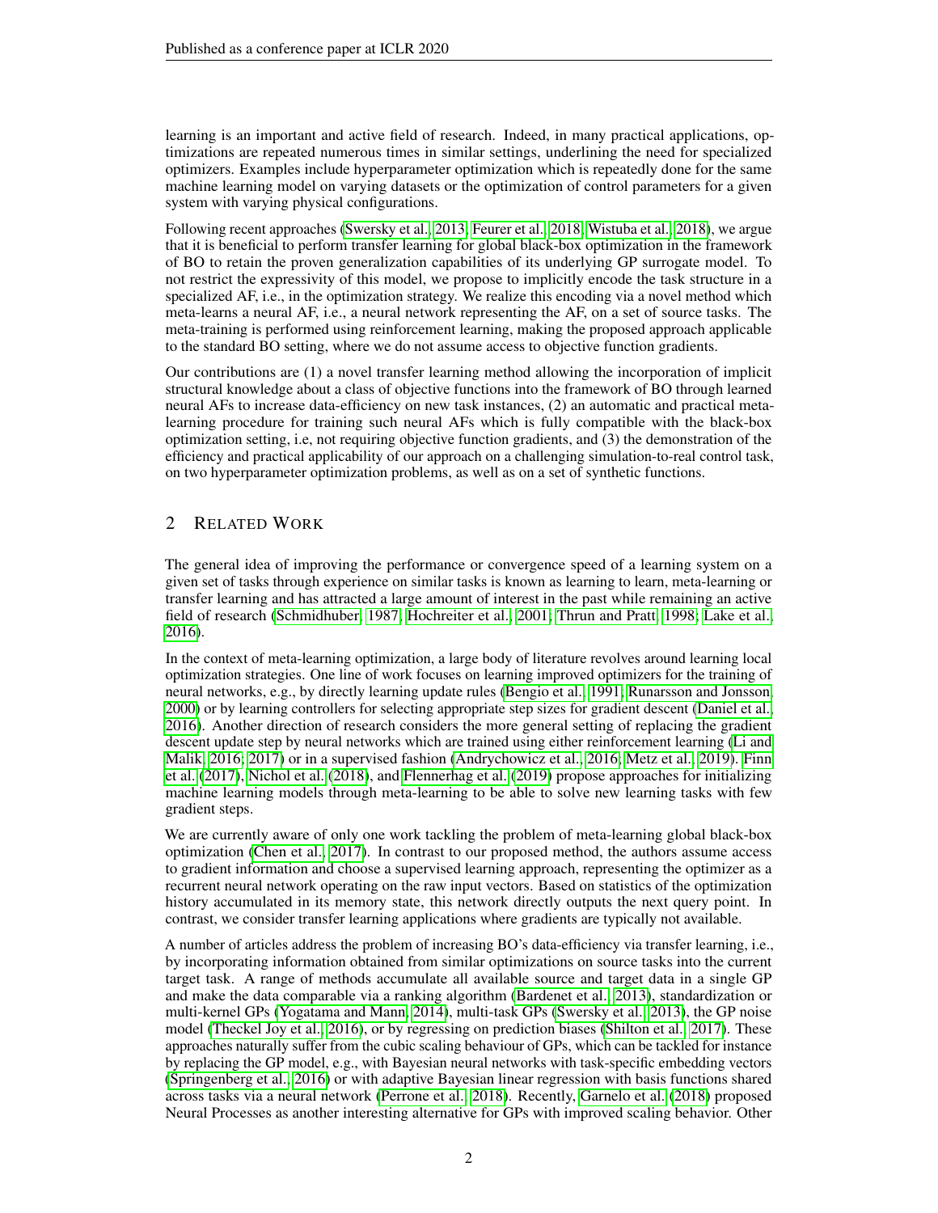learning is an important and active field of research. Indeed, in many practical applications, optimizations are repeated numerous times in similar settings, underlining the need for specialized optimizers. Examples include hyperparameter optimization which is repeatedly done for the same machine learning model on varying datasets or the optimization of control parameters for a given system with varying physical configurations.

Following recent approaches (Swersky et al., 2013; Feurer et al., 2018; Wistuba et al., 2018), we argue that it is beneficial to perform transfer learning for global black-box optimization in the framework of BO to retain the proven generalization capabilities of its underlying GP surrogate model. To not restrict the expressivity of this model, we propose to implicitly encode the task structure in a specialized AF, i.e., in the optimization strategy. We realize this encoding via a novel method which meta-learns a neural AF, i.e., a neural network representing the AF, on a set of source tasks. The meta-training is performed using reinforcement learning, making the proposed approach applicable to the standard BO setting, where we do not assume access to objective function gradients.

Our contributions are (1) a novel transfer learning method allowing the incorporation of implicit structural knowledge about a class of objective functions into the framework of BO through learned neural AFs to increase data-efficiency on new task instances, (2) an automatic and practical meta-learning procedure for training such neural AFs which is fully compatible with the black-box optimization setting, i.e, not requiring objective function gradients, and (3) the demonstration of the efficiency and practical applicability of our approach on a challenging simulation-to-real control task, on two hyperparameter optimization problems, as well as on a set of synthetic functions.

## 2 Related Work

The general idea of improving the performance or convergence speed of a learning system on a given set of tasks through experience on similar tasks is known as learning to learn, meta-learning or transfer learning and has attracted a large amount of interest in the past while remaining an active field of research (Schmidhuber, 1987; Hochreiter et al., 2001; Thrun and Pratt, 1998; Lake et al., 2016).

In the context of meta-learning optimization, a large body of literature revolves around learning local optimization strategies. One line of work focuses on learning improved optimizers for the training of neural networks, e.g., by directly learning update rules (Bengio et al., 1991; Runarsson and Jonsson, 2000) or by learning controllers for selecting appropriate step sizes for gradient descent (Daniel et al., 2016). Another direction of research considers the more general setting of replacing the gradient descent update step by neural networks which are trained using either reinforcement learning (Li and Malik, 2016; 2017) or in a supervised fashion (Andrychowicz et al., 2016; Metz et al., 2019). Finn et al. (2017), Nichol et al. (2018), and Flennerhag et al. (2019) propose approaches for initializing machine learning models through meta-learning to be able to solve new learning tasks with few gradient steps.

We are currently aware of only one work tackling the problem of meta-learning global black-box optimization (Chen et al., 2017). In contrast to our proposed method, the authors assume access to gradient information and choose a supervised learning approach, representing the optimizer as a recurrent neural network operating on the raw input vectors. Based on statistics of the optimization history accumulated in its memory state, this network directly outputs the next query point. In contrast, we consider transfer learning applications where gradients are typically not available.

A number of articles address the problem of increasing BO's data-efficiency via transfer learning, i.e., by incorporating information obtained from similar optimizations on source tasks into the current target task. A range of methods accumulate all available source and target data in a single GP and make the data comparable via a ranking algorithm (Bardenet et al., 2013), standardization or multi-kernel GPs (Yogatama and Mann, 2014), multi-task GPs (Swersky et al., 2013), the GP noise model (Theckel Joy et al., 2016), or by regressing on prediction biases (Shilton et al., 2017). These approaches naturally suffer from the cubic scaling behaviour of GPs, which can be tackled for instance by replacing the GP model, e.g., with Bayesian neural networks with task-specific embedding vectors (Springenberg et al., 2016) or with adaptive Bayesian linear regression with basis functions shared across tasks via a neural network (Perrone et al., 2018). Recently, Garnelo et al. (2018) proposed Neural Processes as another interesting alternative for GPs with improved scaling behavior. Other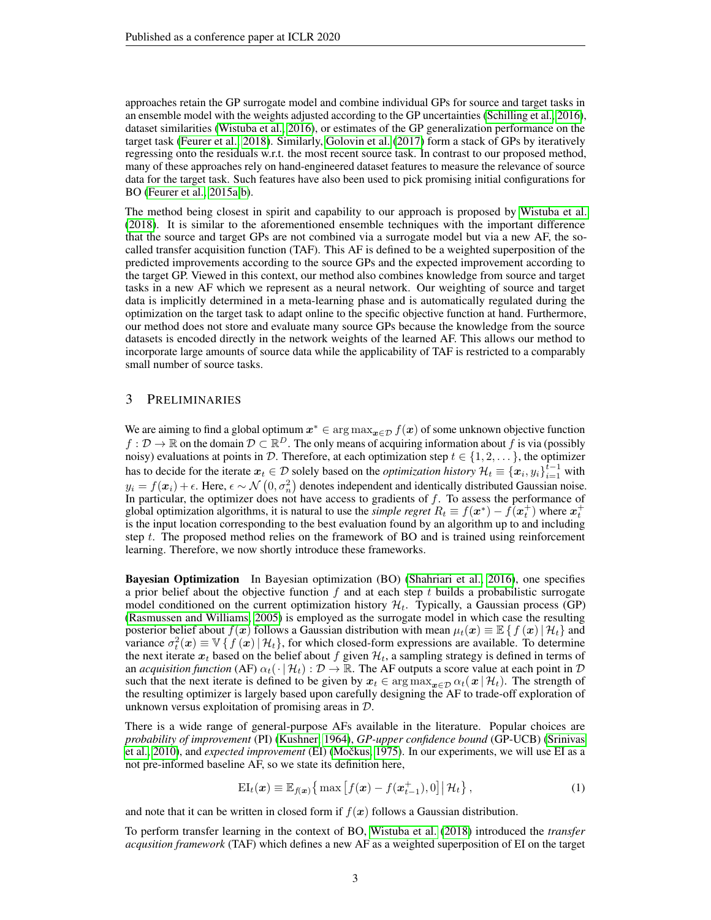approaches retain the GP surrogate model and combine individual GPs for source and target tasks in an ensemble model with the weights adjusted according to the GP uncertainties (Schilling et al., 2016), dataset similarities (Wistuba et al., 2016), or estimates of the GP generalization performance on the target task (Feurer et al., 2018). Similarly, Golovin et al. (2017) form a stack of GPs by iteratively regressing onto the residuals w.r.t. the most recent source task. In contrast to our proposed method, many of these approaches rely on hand-engineered dataset features to measure the relevance of source data for the target task. Such features have also been used to pick promising initial configurations for BO (Feurer et al., 2015a;b).

The method being closest in spirit and capability to our approach is proposed by Wistuba et al. (2018). It is similar to the aforementioned ensemble techniques with the important difference that the source and target GPs are not combined via a surrogate model but via a new AF, the so-called transfer acquisition function (TAF). This AF is defined to be a weighted superposition of the predicted improvements according to the source GPs and the expected improvement according to the target GP. Viewed in this context, our method also combines knowledge from source and target tasks in a new AF which we represent as a neural network. Our weighting of source and target data is implicitly determined in a meta-learning phase and is automatically regulated during the optimization on the target task to adapt online to the specific objective function at hand. Furthermore, our method does not store and evaluate many source GPs because the knowledge from the source datasets is encoded directly in the network weights of the learned AF. This allows our method to incorporate large amounts of source data while the applicability of TAF is restricted to a comparably small number of source tasks.

## 3 Preliminaries

We are aiming to find a global optimum $\boldsymbol{x}^* \in \arg\max_{\boldsymbol{x} \in \mathcal{D}} f(\boldsymbol{x})$ of some unknown objective function $f : \mathcal{D} \to \mathbb{R}$ on the domain $\mathcal{D} \subset \mathbb{R}^D$. The only means of acquiring information about $f$ is via (possibly noisy) evaluations at points in $\mathcal{D}$. Therefore, at each optimization step $t \in \{1, 2, \dots\}$, the optimizer has to decide for the iterate $\boldsymbol{x}_t \in \mathcal{D}$ solely based on the *optimization history* $\mathcal{H}_t \equiv \{\boldsymbol{x}_i, y_i\}_{i=1}^{t-1}$ with $y_i = f(\boldsymbol{x}_i) + \epsilon$. Here, $\epsilon \sim \mathcal{N}\left(0, \sigma_n^2\right)$ denotes independent and identically distributed Gaussian noise. In particular, the optimizer does not have access to gradients of $f$. To assess the performance of global optimization algorithms, it is natural to use the *simple regret* $R_t \equiv f(\boldsymbol{x}^*) - f(\boldsymbol{x}_t^+)$ where $\boldsymbol{x}_t^+$ is the input location corresponding to the best evaluation found by an algorithm up to and including step $t$. The proposed method relies on the framework of BO and is trained using reinforcement learning. Therefore, we now shortly introduce these frameworks.

**Bayesian Optimization** In Bayesian optimization (BO) (Shahriari et al., 2016), one specifies a prior belief about the objective function $f$ and at each step $t$ builds a probabilistic surrogate model conditioned on the current optimization history $\mathcal{H}_t$. Typically, a Gaussian process (GP) (Rasmussen and Williams, 2005) is employed as the surrogate model in which case the resulting posterior belief about $f(\boldsymbol{x})$ follows a Gaussian distribution with mean $\mu_t(\boldsymbol{x}) \equiv \mathbb{E}\left\{ f\left(\boldsymbol{x}\right) \middle| \mathcal{H}_t\right\}$ and variance $\sigma_t^2(\boldsymbol{x}) \equiv \mathbb{V}\left\{ f\left(\boldsymbol{x}\right) \middle| \mathcal{H}_t\right\}$, for which closed-form expressions are available. To determine the next iterate $\boldsymbol{x}_t$ based on the belief about $f$ given $\mathcal{H}_t$, a sampling strategy is defined in terms of an *acquisition function* (AF) $\alpha_t(\,\cdot\,|\,\mathcal{H}_t) : \mathcal{D} \to \mathbb{R}$. The AF outputs a score value at each point in $\mathcal{D}$ such that the next iterate is defined to be given by $\boldsymbol{x}_t \in \arg\max_{\boldsymbol{x} \in \mathcal{D}} \alpha_t(\,\boldsymbol{x}\,|\,\mathcal{H}_t)$. The strength of the resulting optimizer is largely based upon carefully designing the AF to trade-off exploration of unknown versus exploitation of promising areas in $\mathcal{D}$.

There is a wide range of general-purpose AFs available in the literature. Popular choices are *probability of improvement* (PI) (Kushner, 1964), *GP-upper confidence bound* (GP-UCB) (Srinivas et al., 2010), and *expected improvement* (EI) (Močkus, 1975). In our experiments, we will use EI as a not pre-informed baseline AF, so we state its definition here,

$$\mathrm{EI}_t(\boldsymbol{x}) \equiv \mathbb{E}_{f(\boldsymbol{x})}\left\{ \max\left[f(\boldsymbol{x}) - f(\boldsymbol{x}_{t-1}^+), 0\right] \middle| \mathcal{H}_t\right\}, \tag{1}$$

and note that it can be written in closed form if $f(\boldsymbol{x})$ follows a Gaussian distribution.

To perform transfer learning in the context of BO, Wistuba et al. (2018) introduced the *transfer acqusition framework* (TAF) which defines a new AF as a weighted superposition of EI on the target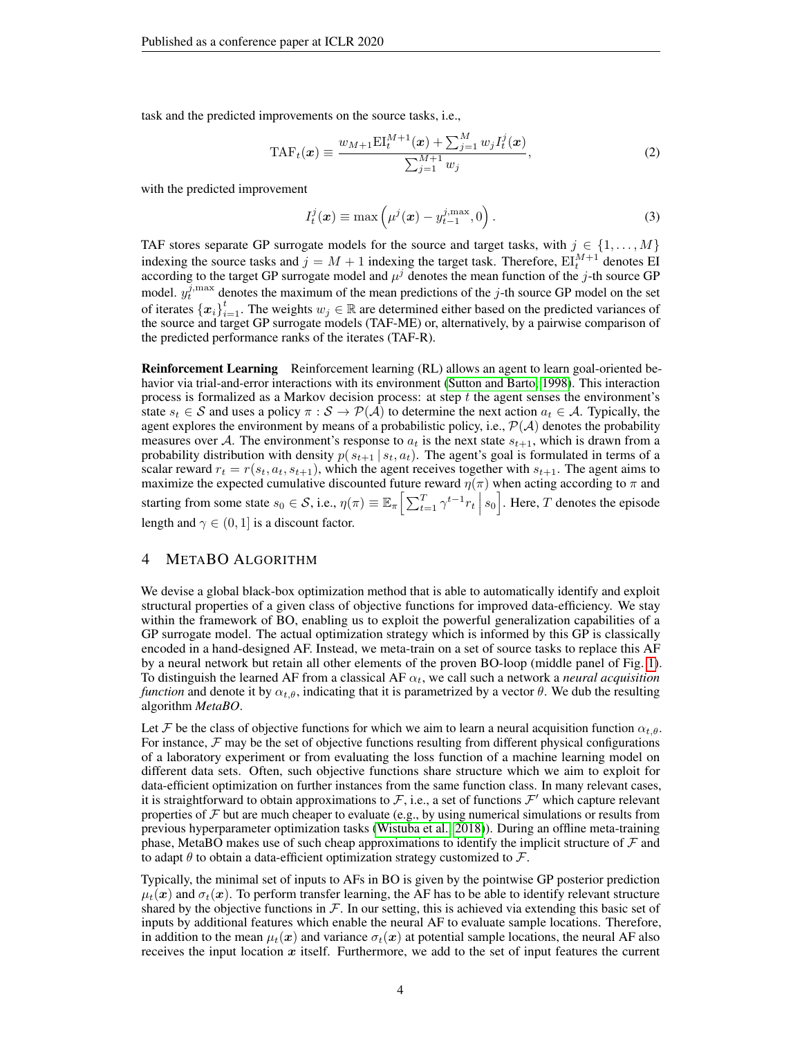task and the predicted improvements on the source tasks, i.e.,

$$\mathrm{TAF}_t(\boldsymbol{x}) \equiv \frac{w_{M+1}\mathrm{EI}_t^{M+1}(\boldsymbol{x}) + \sum_{j=1}^{M} w_j I_t^j(\boldsymbol{x})}{\sum_{j=1}^{M+1} w_j}, \tag{2}$$

with the predicted improvement

$$I_t^j(\boldsymbol{x}) \equiv \max\left(\mu^j(\boldsymbol{x}) - y_{t-1}^{j,\max}, 0\right). \tag{3}$$

TAF stores separate GP surrogate models for the source and target tasks, with $j \in \{1, \ldots, M\}$ indexing the source tasks and $j = M+1$ indexing the target task. Therefore, $\mathrm{EI}_t^{M+1}$ denotes EI according to the target GP surrogate model and $\mu^j$ denotes the mean function of the $j$-th source GP model. $y_t^{j,\max}$ denotes the maximum of the mean predictions of the $j$-th source GP model on the set of iterates $\{\boldsymbol{x}_i\}_{i=1}^t$. The weights $w_j \in \mathbb{R}$ are determined either based on the predicted variances of the source and target GP surrogate models (TAF-ME) or, alternatively, by a pairwise comparison of the predicted performance ranks of the iterates (TAF-R).

**Reinforcement Learning** Reinforcement learning (RL) allows an agent to learn goal-oriented behavior via trial-and-error interactions with its environment (Sutton and Barto, 1998). This interaction process is formalized as a Markov decision process: at step $t$ the agent senses the environment's state $s_t \in \mathcal{S}$ and uses a policy $\pi : \mathcal{S} \to \mathcal{P}(\mathcal{A})$ to determine the next action $a_t \in \mathcal{A}$. Typically, the agent explores the environment by means of a probabilistic policy, i.e., $\mathcal{P}(\mathcal{A})$ denotes the probability measures over $\mathcal{A}$. The environment's response to $a_t$ is the next state $s_{t+1}$, which is drawn from a probability distribution with density $p(s_{t+1} \mid s_t, a_t)$. The agent's goal is formulated in terms of a scalar reward $r_t = r(s_t, a_t, s_{t+1})$, which the agent receives together with $s_{t+1}$. The agent aims to maximize the expected cumulative discounted future reward $\eta(\pi)$ when acting according to $\pi$ and starting from some state $s_0 \in \mathcal{S}$, i.e., $\eta(\pi) \equiv \mathbb{E}_\pi\left[\sum_{t=1}^{T} \gamma^{t-1} r_t \,\middle|\, s_0\right]$. Here, $T$ denotes the episode length and $\gamma \in (0, 1]$ is a discount factor.

## 4 MetaBO Algorithm

We devise a global black-box optimization method that is able to automatically identify and exploit structural properties of a given class of objective functions for improved data-efficiency. We stay within the framework of BO, enabling us to exploit the powerful generalization capabilities of a GP surrogate model. The actual optimization strategy which is informed by this GP is classically encoded in a hand-designed AF. Instead, we meta-train on a set of source tasks to replace this AF by a neural network but retain all other elements of the proven BO-loop (middle panel of Fig. 1). To distinguish the learned AF from a classical AF $\alpha_t$, we call such a network a *neural acquisition function* and denote it by $\alpha_{t,\theta}$, indicating that it is parametrized by a vector $\theta$. We dub the resulting algorithm *MetaBO*.

Let $\mathcal{F}$ be the class of objective functions for which we aim to learn a neural acquisition function $\alpha_{t,\theta}$. For instance, $\mathcal{F}$ may be the set of objective functions resulting from different physical configurations of a laboratory experiment or from evaluating the loss function of a machine learning model on different data sets. Often, such objective functions share structure which we aim to exploit for data-efficient optimization on further instances from the same function class. In many relevant cases, it is straightforward to obtain approximations to $\mathcal{F}$, i.e., a set of functions $\mathcal{F}'$ which capture relevant properties of $\mathcal{F}$ but are much cheaper to evaluate (e.g., by using numerical simulations or results from previous hyperparameter optimization tasks (Wistuba et al., 2018)). During an offline meta-training phase, MetaBO makes use of such cheap approximations to identify the implicit structure of $\mathcal{F}$ and to adapt $\theta$ to obtain a data-efficient optimization strategy customized to $\mathcal{F}$.

Typically, the minimal set of inputs to AFs in BO is given by the pointwise GP posterior prediction $\mu_t(\boldsymbol{x})$ and $\sigma_t(\boldsymbol{x})$. To perform transfer learning, the AF has to be able to identify relevant structure shared by the objective functions in $\mathcal{F}$. In our setting, this is achieved via extending this basic set of inputs by additional features which enable the neural AF to evaluate sample locations. Therefore, in addition to the mean $\mu_t(\boldsymbol{x})$ and variance $\sigma_t(\boldsymbol{x})$ at potential sample locations, the neural AF also receives the input location $\boldsymbol{x}$ itself. Furthermore, we add to the set of input features the current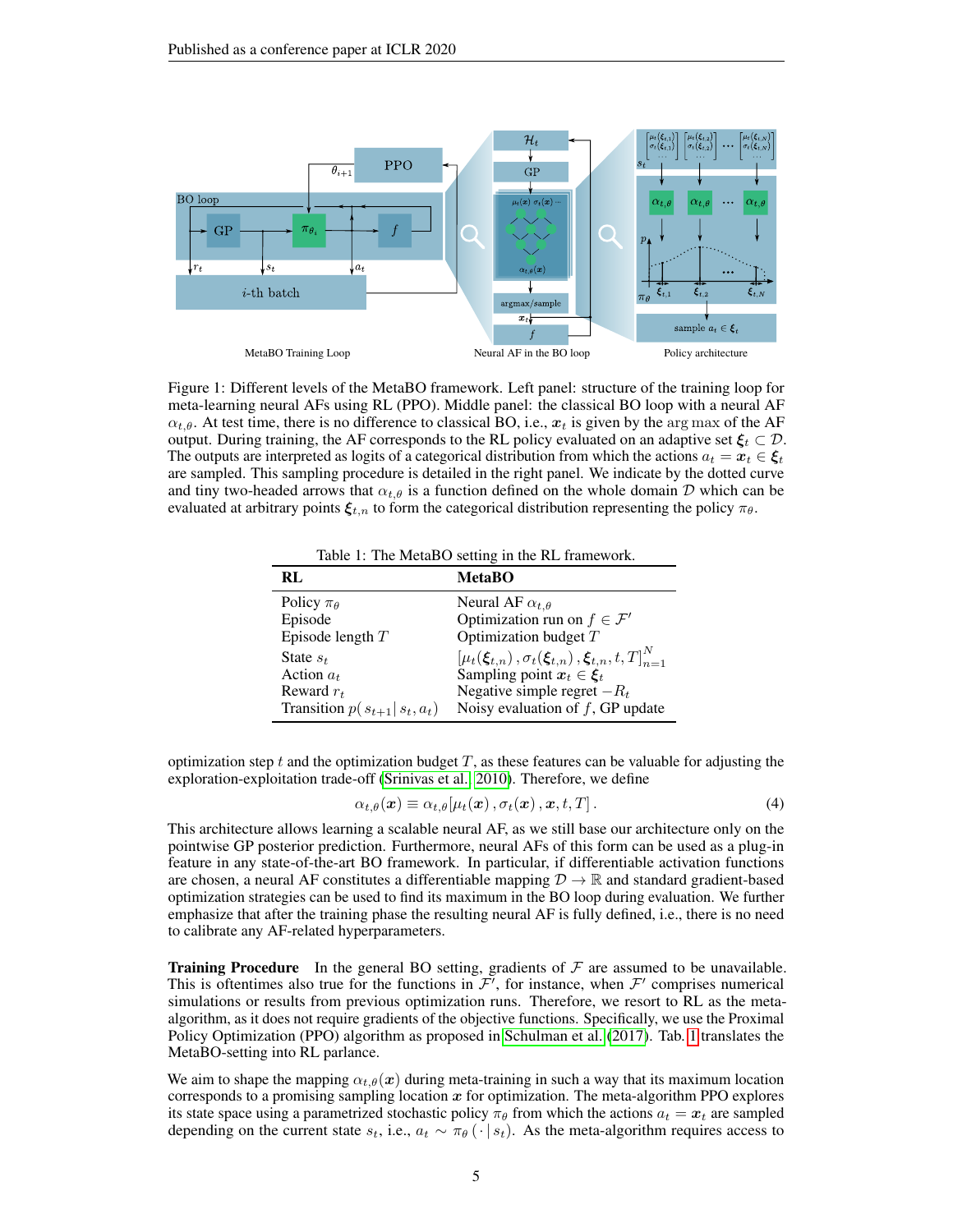Figure 1: Different levels of the MetaBO framework. Left panel: structure of the training loop for meta-learning neural AFs using RL (PPO). Middle panel: the classical BO loop with a neural AF $\alpha_{t,\theta}$. At test time, there is no difference to classical BO, i.e., $\boldsymbol{x}_t$ is given by the arg max of the AF output. During training, the AF corresponds to the RL policy evaluated on an adaptive set $\boldsymbol{\xi}_t \subset \mathcal{D}$. The outputs are interpreted as logits of a categorical distribution from which the actions $a_t = \boldsymbol{x}_t \in \boldsymbol{\xi}_t$ are sampled. This sampling procedure is detailed in the right panel. We indicate by the dotted curve and tiny two-headed arrows that $\alpha_{t,\theta}$ is a function defined on the whole domain $\mathcal{D}$ which can be evaluated at arbitrary points $\boldsymbol{\xi}_{t,n}$ to form the categorical distribution representing the policy $\pi_\theta$.

Table 1: The MetaBO setting in the RL framework.

| RL | MetaBO |
|---|---|
| Policy $\pi_\theta$ | Neural AF $\alpha_{t,\theta}$ |
| Episode | Optimization run on $f \in \mathcal{F}'$ |
| Episode length $T$ | Optimization budget $T$ |
| State $s_t$ | $\left[\mu_t(\boldsymbol{\xi}_{t,n}), \sigma_t(\boldsymbol{\xi}_{t,n}), \boldsymbol{\xi}_{t,n}, t, T\right]_{n=1}^{N}$ |
| Action $a_t$ | Sampling point $\boldsymbol{x}_t \in \boldsymbol{\xi}_t$ |
| Reward $r_t$ | Negative simple regret $-R_t$ |
| Transition $p(\, s_{t+1} \,\vert\, s_t, a_t)$ | Noisy evaluation of $f$, GP update |

optimization step $t$ and the optimization budget $T$, as these features can be valuable for adjusting the exploration-exploitation trade-off (Srinivas et al., 2010). Therefore, we define

$$\alpha_{t,\theta}(\boldsymbol{x}) \equiv \alpha_{t,\theta}[\mu_t(\boldsymbol{x}), \sigma_t(\boldsymbol{x}), \boldsymbol{x}, t, T]. \tag{4}$$

This architecture allows learning a scalable neural AF, as we still base our architecture only on the pointwise GP posterior prediction. Furthermore, neural AFs of this form can be used as a plug-in feature in any state-of-the-art BO framework. In particular, if differentiable activation functions are chosen, a neural AF constitutes a differentiable mapping $\mathcal{D} \to \mathbb{R}$ and standard gradient-based optimization strategies can be used to find its maximum in the BO loop during evaluation. We further emphasize that after the training phase the resulting neural AF is fully defined, i.e., there is no need to calibrate any AF-related hyperparameters.

**Training Procedure** In the general BO setting, gradients of $\mathcal{F}$ are assumed to be unavailable. This is oftentimes also true for the functions in $\mathcal{F}'$, for instance, when $\mathcal{F}'$ comprises numerical simulations or results from previous optimization runs. Therefore, we resort to RL as the meta-algorithm, as it does not require gradients of the objective functions. Specifically, we use the Proximal Policy Optimization (PPO) algorithm as proposed in Schulman et al. (2017). Tab. 1 translates the MetaBO-setting into RL parlance.

We aim to shape the mapping $\alpha_{t,\theta}(\boldsymbol{x})$ during meta-training in such a way that its maximum location corresponds to a promising sampling location $\boldsymbol{x}$ for optimization. The meta-algorithm PPO explores its state space using a parametrized stochastic policy $\pi_\theta$ from which the actions $a_t = \boldsymbol{x}_t$ are sampled depending on the current state $s_t$, i.e., $a_t \sim \pi_\theta(\,\cdot \,\vert\, s_t)$. As the meta-algorithm requires access to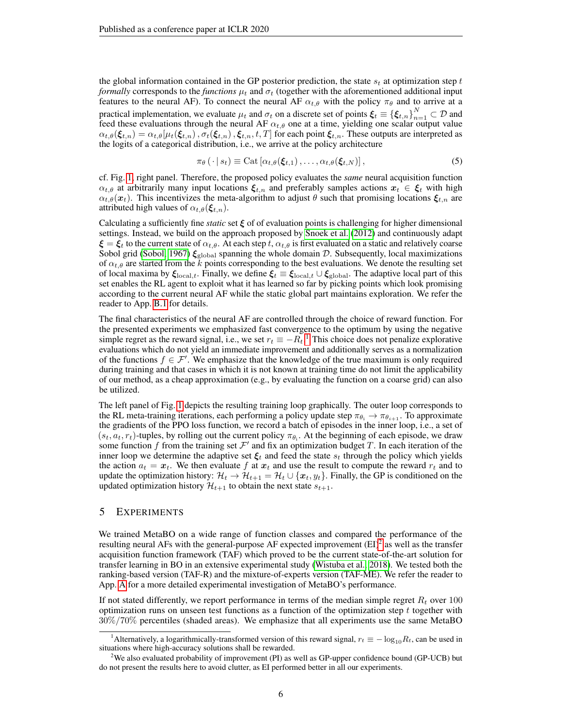the global information contained in the GP posterior prediction, the state $s_t$ at optimization step $t$ *formally* corresponds to the *functions* $\mu_t$ and $\sigma_t$ (together with the aforementioned additional input features to the neural AF). To connect the neural AF $\alpha_{t,\theta}$ with the policy $\pi_\theta$ and to arrive at a practical implementation, we evaluate $\mu_t$ and $\sigma_t$ on a discrete set of points $\boldsymbol{\xi}_t \equiv \{\boldsymbol{\xi}_{t,n}\}_{n=1}^{N} \subset \mathcal{D}$ and feed these evaluations through the neural AF $\alpha_{t,\theta}$ one at a time, yielding one scalar output value $\alpha_{t,\theta}(\boldsymbol{\xi}_{t,n}) = \alpha_{t,\theta}[\mu_t(\boldsymbol{\xi}_{t,n}), \sigma_t(\boldsymbol{\xi}_{t,n}), \boldsymbol{\xi}_{t,n}, t, T]$ for each point $\boldsymbol{\xi}_{t,n}$. These outputs are interpreted as the logits of a categorical distribution, i.e., we arrive at the policy architecture

$$\pi_\theta(\cdot \mid s_t) \equiv \text{Cat}\left[\alpha_{t,\theta}(\boldsymbol{\xi}_{t,1}), \ldots, \alpha_{t,\theta}(\boldsymbol{\xi}_{t,N})\right], \tag{5}$$

cf. Fig. 1, right panel. Therefore, the proposed policy evaluates the *same* neural acquisition function $\alpha_{t,\theta}$ at arbitrarily many input locations $\boldsymbol{\xi}_{t,n}$ and preferably samples actions $\boldsymbol{x}_t \in \boldsymbol{\xi}_t$ with high $\alpha_{t,\theta}(\boldsymbol{x}_t)$. This incentivizes the meta-algorithm to adjust $\theta$ such that promising locations $\boldsymbol{\xi}_{t,n}$ are attributed high values of $\alpha_{t,\theta}(\boldsymbol{\xi}_{t,n})$.

Calculating a sufficiently fine *static* set $\boldsymbol{\xi}$ of of evaluation points is challenging for higher dimensional settings. Instead, we build on the approach proposed by Snoek et al. (2012) and continuously adapt $\boldsymbol{\xi} = \boldsymbol{\xi}_t$ to the current state of $\alpha_{t,\theta}$. At each step $t$, $\alpha_{t,\theta}$ is first evaluated on a static and relatively coarse Sobol grid (Sobol, 1967) $\boldsymbol{\xi}_{\text{global}}$ spanning the whole domain $\mathcal{D}$. Subsequently, local maximizations of $\alpha_{t,\theta}$ are started from the $k$ points corresponding to the best evaluations. We denote the resulting set of local maxima by $\boldsymbol{\xi}_{\text{local},t}$. Finally, we define $\boldsymbol{\xi}_t \equiv \boldsymbol{\xi}_{\text{local},t} \cup \boldsymbol{\xi}_{\text{global}}$. The adaptive local part of this set enables the RL agent to exploit what it has learned so far by picking points which look promising according to the current neural AF while the static global part maintains exploration. We refer the reader to App. B.1 for details.

The final characteristics of the neural AF are controlled through the choice of reward function. For the presented experiments we emphasized fast convergence to the optimum by using the negative simple regret as the reward signal, i.e., we set $r_t \equiv -R_t$.[1] This choice does not penalize explorative evaluations which do not yield an immediate improvement and additionally serves as a normalization of the functions $f \in \mathcal{F}'$. We emphasize that the knowledge of the true maximum is only required during training and that cases in which it is not known at training time do not limit the applicability of our method, as a cheap approximation (e.g., by evaluating the function on a coarse grid) can also be utilized.

The left panel of Fig. 1 depicts the resulting training loop graphically. The outer loop corresponds to the RL meta-training iterations, each performing a policy update step $\pi_{\theta_i} \to \pi_{\theta_{i+1}}$. To approximate the gradients of the PPO loss function, we record a batch of episodes in the inner loop, i.e., a set of $(s_t, a_t, r_t)$-tuples, by rolling out the current policy $\pi_{\theta_i}$. At the beginning of each episode, we draw some function $f$ from the training set $\mathcal{F}'$ and fix an optimization budget $T$. In each iteration of the inner loop we determine the adaptive set $\boldsymbol{\xi}_t$ and feed the state $s_t$ through the policy which yields the action $a_t = \boldsymbol{x}_t$. We then evaluate $f$ at $\boldsymbol{x}_t$ and use the result to compute the reward $r_t$ and to update the optimization history: $\mathcal{H}_t \to \mathcal{H}_{t+1} = \mathcal{H}_t \cup \{\boldsymbol{x}_t, y_t\}$. Finally, the GP is conditioned on the updated optimization history $\mathcal{H}_{t+1}$ to obtain the next state $s_{t+1}$.

## 5 Experiments

We trained MetaBO on a wide range of function classes and compared the performance of the resulting neural AFs with the general-purpose AF expected improvement (EI)[2] as well as the transfer acquisition function framework (TAF) which proved to be the current state-of-the-art solution for transfer learning in BO in an extensive experimental study (Wistuba et al., 2018). We tested both the ranking-based version (TAF-R) and the mixture-of-experts version (TAF-ME). We refer the reader to App. A for a more detailed experimental investigation of MetaBO's performance.

If not stated differently, we report performance in terms of the median simple regret $R_t$ over 100 optimization runs on unseen test functions as a function of the optimization step $t$ together with 30%/70% percentiles (shaded areas). We emphasize that all experiments use the same MetaBO

[1] Alternatively, a logarithmically-transformed version of this reward signal, $r_t \equiv -\log_{10} R_t$, can be used in situations where high-accuracy solutions shall be rewarded.

[2] We also evaluated probability of improvement (PI) as well as GP-upper confidence bound (GP-UCB) but do not present the results here to avoid clutter, as EI performed better in all our experiments.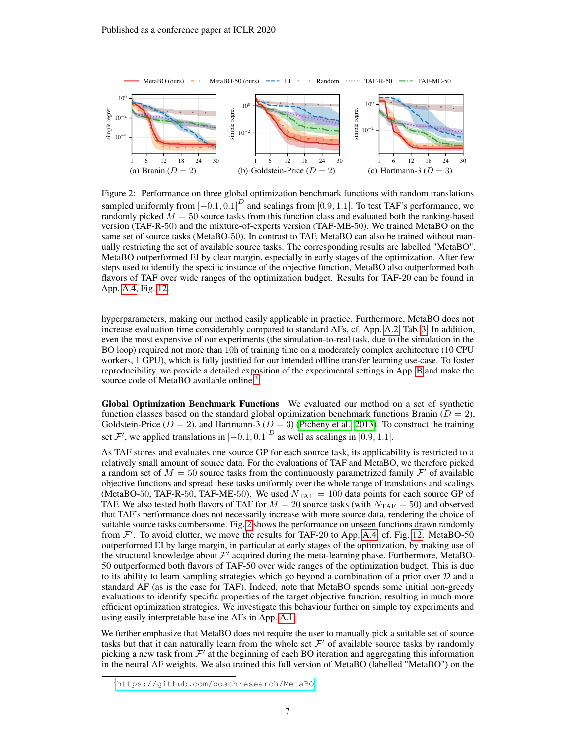Figure 2: Performance on three global optimization benchmark functions with random translations sampled uniformly from $[-0.1, 0.1]^D$ and scalings from $[0.9, 1.1]$. To test TAF's performance, we randomly picked $M = 50$ source tasks from this function class and evaluated both the ranking-based version (TAF-R-50) and the mixture-of-experts version (TAF-ME-50). We trained MetaBO on the same set of source tasks (MetaBO-50). In contrast to TAF, MetaBO can also be trained without manually restricting the set of available source tasks. The corresponding results are labelled "MetaBO". MetaBO outperformed EI by clear margin, especially in early stages of the optimization. After few steps used to identify the specific instance of the objective function, MetaBO also outperformed both flavors of TAF over wide ranges of the optimization budget. Results for TAF-20 can be found in App. A.4, Fig. 12.

hyperparameters, making our method easily applicable in practice. Furthermore, MetaBO does not increase evaluation time considerably compared to standard AFs, cf. App. A.2, Tab. 3. In addition, even the most expensive of our experiments (the simulation-to-real task, due to the simulation in the BO loop) required not more than 10h of training time on a moderately complex architecture (10 CPU workers, 1 GPU), which is fully justified for our intended offline transfer learning use-case. To foster reproducibility, we provide a detailed exposition of the experimental settings in App. B and make the source code of MetaBO available online.[3]

**Global Optimization Benchmark Functions** We evaluated our method on a set of synthetic function classes based on the standard global optimization benchmark functions Branin ($D = 2$), Goldstein-Price ($D = 2$), and Hartmann-3 ($D = 3$) (Picheny et al., 2013). To construct the training set $\mathcal{F}'$, we applied translations in $[-0.1, 0.1]^D$ as well as scalings in $[0.9, 1.1]$.

As TAF stores and evaluates one source GP for each source task, its applicability is restricted to a relatively small amount of source data. For the evaluations of TAF and MetaBO, we therefore picked a random set of $M = 50$ source tasks from the continuously parametrized family $\mathcal{F}'$ of available objective functions and spread these tasks uniformly over the whole range of translations and scalings (MetaBO-50, TAF-R-50, TAF-ME-50). We used $N_{\text{TAF}} = 100$ data points for each source GP of TAF. We also tested both flavors of TAF for $M = 20$ source tasks (with $N_{\text{TAF}} = 50$) and observed that TAF's performance does not necessarily increase with more source data, rendering the choice of suitable source tasks cumbersome. Fig. 2 shows the performance on unseen functions drawn randomly from $\mathcal{F}'$. To avoid clutter, we move the results for TAF-20 to App. A.4, cf. Fig. 12. MetaBO-50 outperformed EI by large margin, in particular at early stages of the optimization, by making use of the structural knowledge about $\mathcal{F}'$ acquired during the meta-learning phase. Furthermore, MetaBO-50 outperformed both flavors of TAF-50 over wide ranges of the optimization budget. This is due to its ability to learn sampling strategies which go beyond a combination of a prior over $\mathcal{D}$ and a standard AF (as is the case for TAF). Indeed, note that MetaBO spends some initial non-greedy evaluations to identify specific properties of the target objective function, resulting in much more efficient optimization strategies. We investigate this behaviour further on simple toy experiments and using easily interpretable baseline AFs in App. A.1.

We further emphasize that MetaBO does not require the user to manually pick a suitable set of source tasks but that it can naturally learn from the whole set $\mathcal{F}'$ of available source tasks by randomly picking a new task from $\mathcal{F}'$ at the beginning of each BO iteration and aggregating this information in the neural AF weights. We also trained this full version of MetaBO (labelled "MetaBO") on the

[3] https://github.com/boschresearch/MetaBO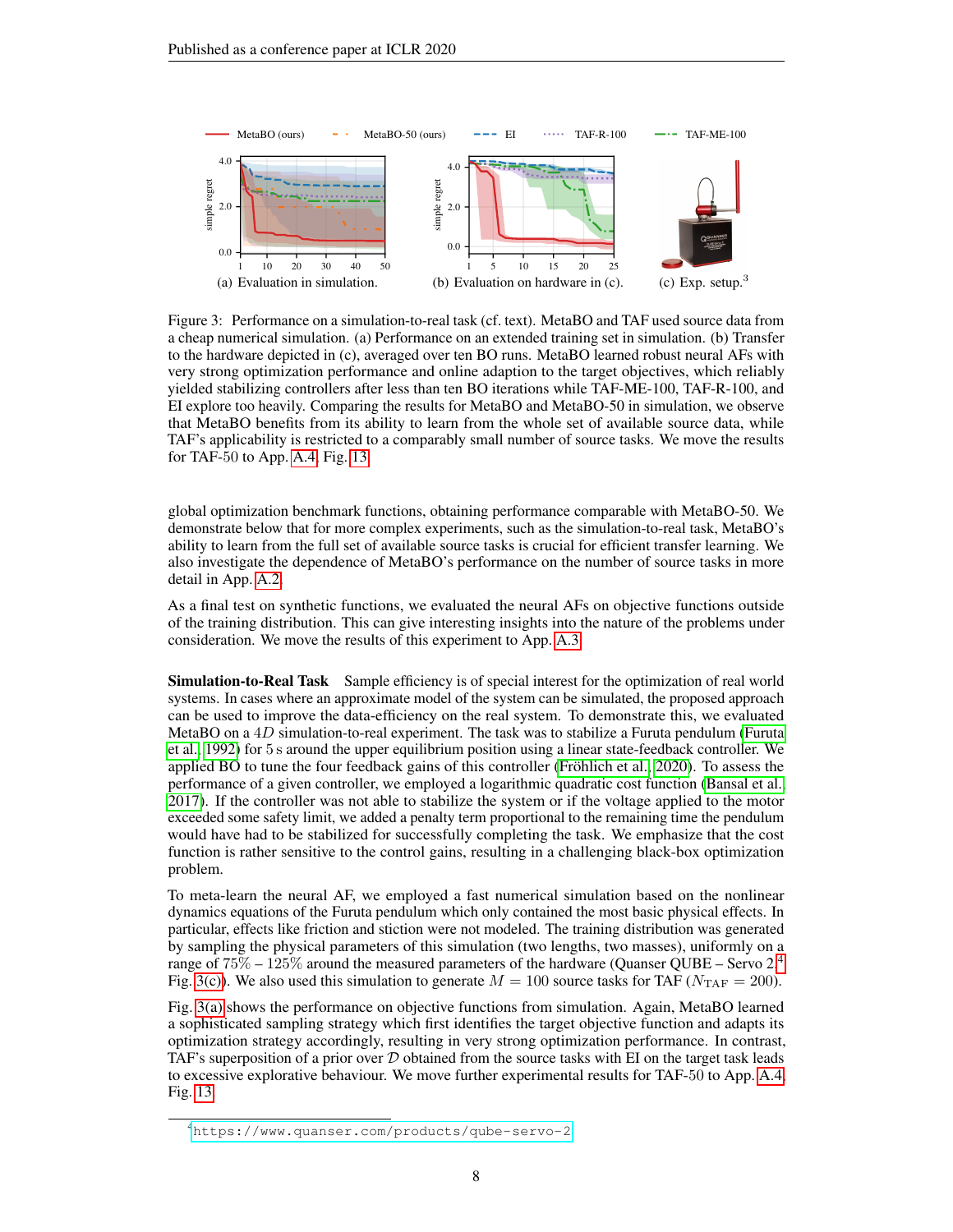(a) Evaluation in simulation. (b) Evaluation on hardware in (c). (c) Exp. setup.[3]

Figure 3: Performance on a simulation-to-real task (cf. text). MetaBO and TAF used source data from a cheap numerical simulation. (a) Performance on an extended training set in simulation. (b) Transfer to the hardware depicted in (c), averaged over ten BO runs. MetaBO learned robust neural AFs with very strong optimization performance and online adaption to the target objectives, which reliably yielded stabilizing controllers after less than ten BO iterations while TAF-ME-100, TAF-R-100, and EI explore too heavily. Comparing the results for MetaBO and MetaBO-50 in simulation, we observe that MetaBO benefits from its ability to learn from the whole set of available source data, while TAF's applicability is restricted to a comparably small number of source tasks. We move the results for TAF-50 to App. A.4, Fig. 13.

global optimization benchmark functions, obtaining performance comparable with MetaBO-50. We demonstrate below that for more complex experiments, such as the simulation-to-real task, MetaBO's ability to learn from the full set of available source tasks is crucial for efficient transfer learning. We also investigate the dependence of MetaBO's performance on the number of source tasks in more detail in App. A.2.

As a final test on synthetic functions, we evaluated the neural AFs on objective functions outside of the training distribution. This can give interesting insights into the nature of the problems under consideration. We move the results of this experiment to App. A.3.

**Simulation-to-Real Task** Sample efficiency is of special interest for the optimization of real world systems. In cases where an approximate model of the system can be simulated, the proposed approach can be used to improve the data-efficiency on the real system. To demonstrate this, we evaluated MetaBO on a $4D$ simulation-to-real experiment. The task was to stabilize a Furuta pendulum (Furuta et al., 1992) for $5\,\mathrm{s}$ around the upper equilibrium position using a linear state-feedback controller. We applied BO to tune the four feedback gains of this controller (Fröhlich et al., 2020). To assess the performance of a given controller, we employed a logarithmic quadratic cost function (Bansal et al., 2017). If the controller was not able to stabilize the system or if the voltage applied to the motor exceeded some safety limit, we added a penalty term proportional to the remaining time the pendulum would have had to be stabilized for successfully completing the task. We emphasize that the cost function is rather sensitive to the control gains, resulting in a challenging black-box optimization problem.

To meta-learn the neural AF, we employed a fast numerical simulation based on the nonlinear dynamics equations of the Furuta pendulum which only contained the most basic physical effects. In particular, effects like friction and stiction were not modeled. The training distribution was generated by sampling the physical parameters of this simulation (two lengths, two masses), uniformly on a range of $75\%$ – $125\%$ around the measured parameters of the hardware (Quanser QUBE – Servo 2[4], Fig. 3(c)). We also used this simulation to generate $M = 100$ source tasks for TAF ($N_{\mathrm{TAF}} = 200$).

Fig. 3(a) shows the performance on objective functions from simulation. Again, MetaBO learned a sophisticated sampling strategy which first identifies the target objective function and adapts its optimization strategy accordingly, resulting in very strong optimization performance. In contrast, TAF's superposition of a prior over $\mathcal{D}$ obtained from the source tasks with EI on the target task leads to excessive explorative behaviour. We move further experimental results for TAF-50 to App. A.4, Fig. 13.

[4] https://www.quanser.com/products/qube-servo-2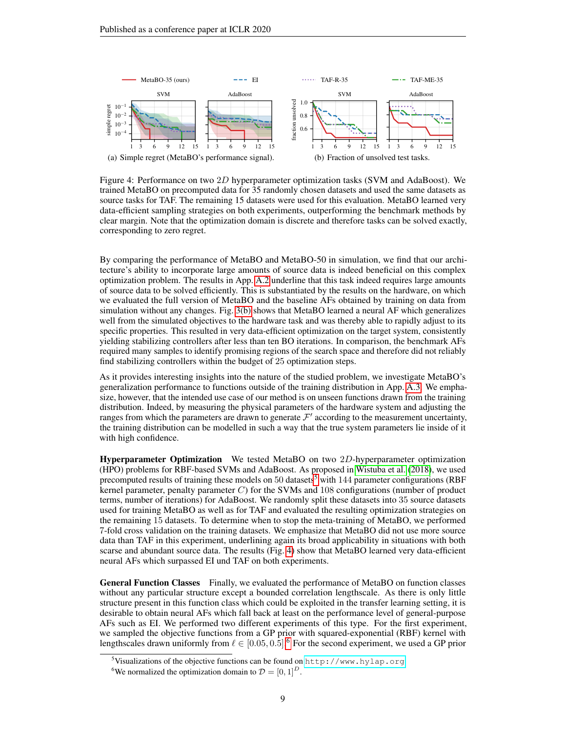(a) Simple regret (MetaBO's performance signal).

(b) Fraction of unsolved test tasks.

Figure 4: Performance on two $2D$ hyperparameter optimization tasks (SVM and AdaBoost). We trained MetaBO on precomputed data for 35 randomly chosen datasets and used the same datasets as source tasks for TAF. The remaining 15 datasets were used for this evaluation. MetaBO learned very data-efficient sampling strategies on both experiments, outperforming the benchmark methods by clear margin. Note that the optimization domain is discrete and therefore tasks can be solved exactly, corresponding to zero regret.

By comparing the performance of MetaBO and MetaBO-50 in simulation, we find that our architecture's ability to incorporate large amounts of source data is indeed beneficial on this complex optimization problem. The results in App. A.2 underline that this task indeed requires large amounts of source data to be solved efficiently. This is substantiated by the results on the hardware, on which we evaluated the full version of MetaBO and the baseline AFs obtained by training on data from simulation without any changes. Fig. 3(b) shows that MetaBO learned a neural AF which generalizes well from the simulated objectives to the hardware task and was thereby able to rapidly adjust to its specific properties. This resulted in very data-efficient optimization on the target system, consistently yielding stabilizing controllers after less than ten BO iterations. In comparison, the benchmark AFs required many samples to identify promising regions of the search space and therefore did not reliably find stabilizing controllers within the budget of 25 optimization steps.

As it provides interesting insights into the nature of the studied problem, we investigate MetaBO's generalization performance to functions outside of the training distribution in App. A.3. We emphasize, however, that the intended use case of our method is on unseen functions drawn from the training distribution. Indeed, by measuring the physical parameters of the hardware system and adjusting the ranges from which the parameters are drawn to generate $\mathcal{F}'$ according to the measurement uncertainty, the training distribution can be modelled in such a way that the true system parameters lie inside of it with high confidence.

**Hyperparameter Optimization** We tested MetaBO on two $2D$-hyperparameter optimization (HPO) problems for RBF-based SVMs and AdaBoost. As proposed in Wistuba et al. (2018), we used precomputed results of training these models on 50 datasets[5] with 144 parameter configurations (RBF kernel parameter, penalty parameter $C$) for the SVMs and 108 configurations (number of product terms, number of iterations) for AdaBoost. We randomly split these datasets into 35 source datasets used for training MetaBO as well as for TAF and evaluated the resulting optimization strategies on the remaining 15 datasets. To determine when to stop the meta-training of MetaBO, we performed 7-fold cross validation on the training datasets. We emphasize that MetaBO did not use more source data than TAF in this experiment, underlining again its broad applicability in situations with both scarce and abundant source data. The results (Fig. 4) show that MetaBO learned very data-efficient neural AFs which surpassed EI und TAF on both experiments.

**General Function Classes** Finally, we evaluated the performance of MetaBO on function classes without any particular structure except a bounded correlation lengthscale. As there is only little structure present in this function class which could be exploited in the transfer learning setting, it is desirable to obtain neural AFs which fall back at least on the performance level of general-purpose AFs such as EI. We performed two different experiments of this type. For the first experiment, we sampled the objective functions from a GP prior with squared-exponential (RBF) kernel with lengthscales drawn uniformly from $\ell \in [0.05, 0.5]$.[6] For the second experiment, we used a GP prior

[5]Visualizations of the objective functions can be found on http://www.hylap.org

[6]We normalized the optimization domain to $\mathcal{D} = [0, 1]^D$.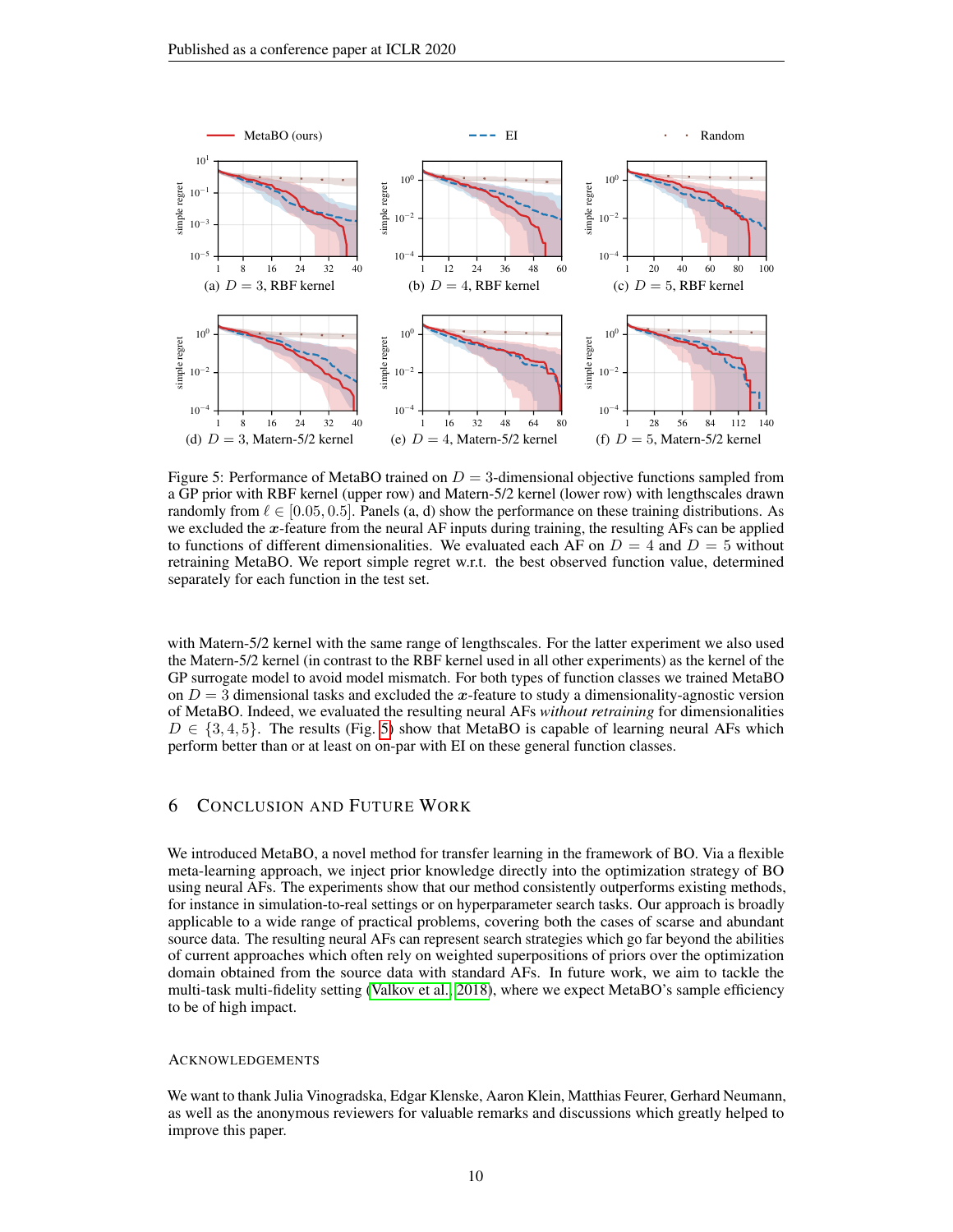Figure 5: Performance of MetaBO trained on $D = 3$-dimensional objective functions sampled from a GP prior with RBF kernel (upper row) and Matern-5/2 kernel (lower row) with lengthscales drawn randomly from $\ell \in [0.05, 0.5]$. Panels (a, d) show the performance on these training distributions. As we excluded the $\boldsymbol{x}$-feature from the neural AF inputs during training, the resulting AFs can be applied to functions of different dimensionalities. We evaluated each AF on $D = 4$ and $D = 5$ without retraining MetaBO. We report simple regret w.r.t. the best observed function value, determined separately for each function in the test set.

with Matern-5/2 kernel with the same range of lengthscales. For the latter experiment we also used the Matern-5/2 kernel (in contrast to the RBF kernel used in all other experiments) as the kernel of the GP surrogate model to avoid model mismatch. For both types of function classes we trained MetaBO on $D = 3$ dimensional tasks and excluded the $\boldsymbol{x}$-feature to study a dimensionality-agnostic version of MetaBO. Indeed, we evaluated the resulting neural AFs *without retraining* for dimensionalities $D \in \{3, 4, 5\}$. The results (Fig. 5) show that MetaBO is capable of learning neural AFs which perform better than or at least on on-par with EI on these general function classes.

## 6 Conclusion and Future Work

We introduced MetaBO, a novel method for transfer learning in the framework of BO. Via a flexible meta-learning approach, we inject prior knowledge directly into the optimization strategy of BO using neural AFs. The experiments show that our method consistently outperforms existing methods, for instance in simulation-to-real settings or on hyperparameter search tasks. Our approach is broadly applicable to a wide range of practical problems, covering both the cases of scarce and abundant source data. The resulting neural AFs can represent search strategies which go far beyond the abilities of current approaches which often rely on weighted superpositions of priors over the optimization domain obtained from the source data with standard AFs. In future work, we aim to tackle the multi-task multi-fidelity setting (Valkov et al., 2018), where we expect MetaBO's sample efficiency to be of high impact.

### Acknowledgements

We want to thank Julia Vinogradska, Edgar Klenske, Aaron Klein, Matthias Feurer, Gerhard Neumann, as well as the anonymous reviewers for valuable remarks and discussions which greatly helped to improve this paper.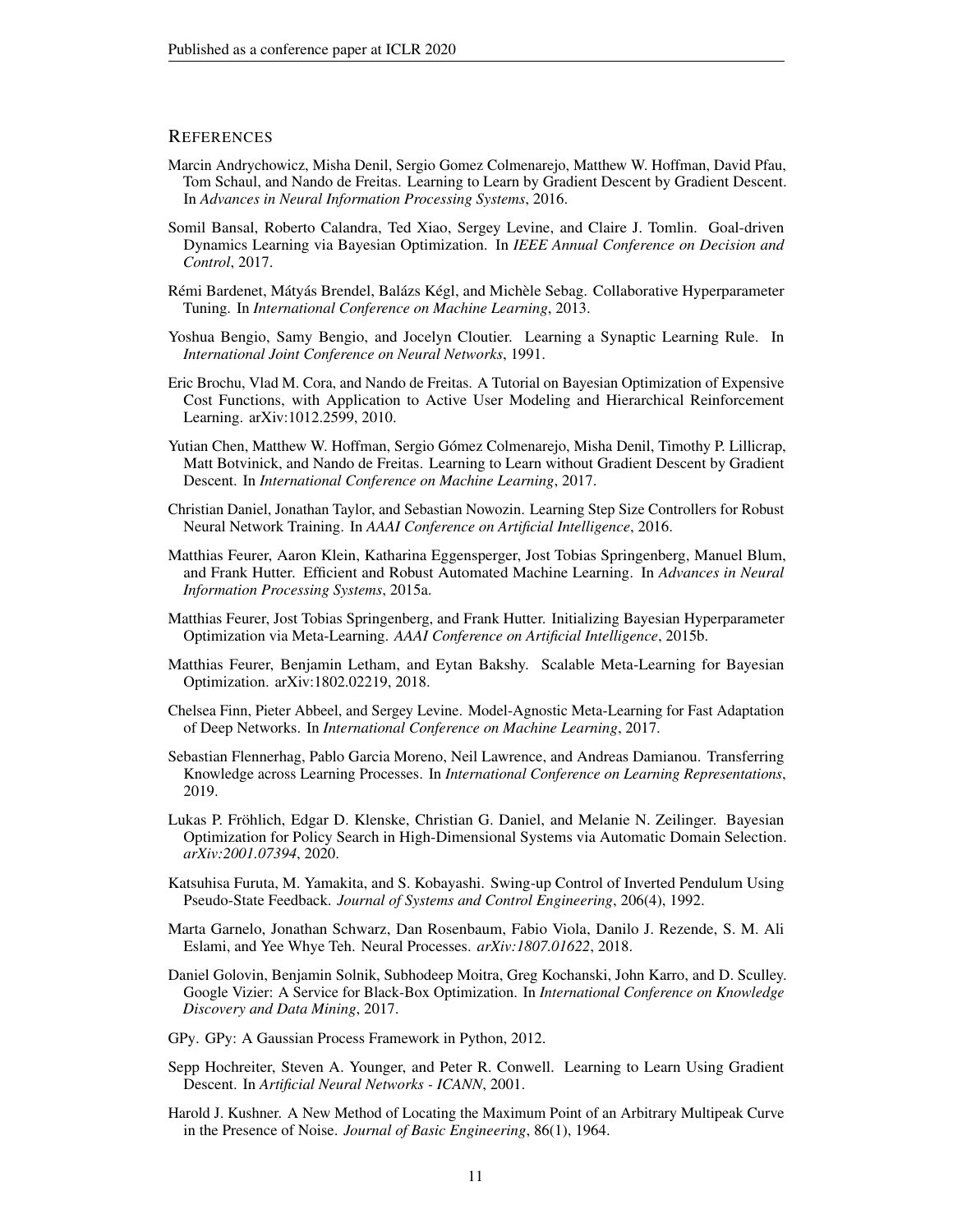## REFERENCES

Marcin Andrychowicz, Misha Denil, Sergio Gomez Colmenarejo, Matthew W. Hoffman, David Pfau, Tom Schaul, and Nando de Freitas. Learning to Learn by Gradient Descent by Gradient Descent. In *Advances in Neural Information Processing Systems*, 2016.

Somil Bansal, Roberto Calandra, Ted Xiao, Sergey Levine, and Claire J. Tomlin. Goal-driven Dynamics Learning via Bayesian Optimization. In *IEEE Annual Conference on Decision and Control*, 2017.

Rémi Bardenet, Mátyás Brendel, Balázs Kégl, and Michèle Sebag. Collaborative Hyperparameter Tuning. In *International Conference on Machine Learning*, 2013.

Yoshua Bengio, Samy Bengio, and Jocelyn Cloutier. Learning a Synaptic Learning Rule. In *International Joint Conference on Neural Networks*, 1991.

Eric Brochu, Vlad M. Cora, and Nando de Freitas. A Tutorial on Bayesian Optimization of Expensive Cost Functions, with Application to Active User Modeling and Hierarchical Reinforcement Learning. arXiv:1012.2599, 2010.

Yutian Chen, Matthew W. Hoffman, Sergio Gómez Colmenarejo, Misha Denil, Timothy P. Lillicrap, Matt Botvinick, and Nando de Freitas. Learning to Learn without Gradient Descent by Gradient Descent. In *International Conference on Machine Learning*, 2017.

Christian Daniel, Jonathan Taylor, and Sebastian Nowozin. Learning Step Size Controllers for Robust Neural Network Training. In *AAAI Conference on Artificial Intelligence*, 2016.

Matthias Feurer, Aaron Klein, Katharina Eggensperger, Jost Tobias Springenberg, Manuel Blum, and Frank Hutter. Efficient and Robust Automated Machine Learning. In *Advances in Neural Information Processing Systems*, 2015a.

Matthias Feurer, Jost Tobias Springenberg, and Frank Hutter. Initializing Bayesian Hyperparameter Optimization via Meta-Learning. *AAAI Conference on Artificial Intelligence*, 2015b.

Matthias Feurer, Benjamin Letham, and Eytan Bakshy. Scalable Meta-Learning for Bayesian Optimization. arXiv:1802.02219, 2018.

Chelsea Finn, Pieter Abbeel, and Sergey Levine. Model-Agnostic Meta-Learning for Fast Adaptation of Deep Networks. In *International Conference on Machine Learning*, 2017.

Sebastian Flennerhag, Pablo Garcia Moreno, Neil Lawrence, and Andreas Damianou. Transferring Knowledge across Learning Processes. In *International Conference on Learning Representations*, 2019.

Lukas P. Fröhlich, Edgar D. Klenske, Christian G. Daniel, and Melanie N. Zeilinger. Bayesian Optimization for Policy Search in High-Dimensional Systems via Automatic Domain Selection. *arXiv:2001.07394*, 2020.

Katsuhisa Furuta, M. Yamakita, and S. Kobayashi. Swing-up Control of Inverted Pendulum Using Pseudo-State Feedback. *Journal of Systems and Control Engineering*, 206(4), 1992.

Marta Garnelo, Jonathan Schwarz, Dan Rosenbaum, Fabio Viola, Danilo J. Rezende, S. M. Ali Eslami, and Yee Whye Teh. Neural Processes. *arXiv:1807.01622*, 2018.

Daniel Golovin, Benjamin Solnik, Subhodeep Moitra, Greg Kochanski, John Karro, and D. Sculley. Google Vizier: A Service for Black-Box Optimization. In *International Conference on Knowledge Discovery and Data Mining*, 2017.

GPy. GPy: A Gaussian Process Framework in Python, 2012.

Sepp Hochreiter, Steven A. Younger, and Peter R. Conwell. Learning to Learn Using Gradient Descent. In *Artificial Neural Networks - ICANN*, 2001.

Harold J. Kushner. A New Method of Locating the Maximum Point of an Arbitrary Multipeak Curve in the Presence of Noise. *Journal of Basic Engineering*, 86(1), 1964.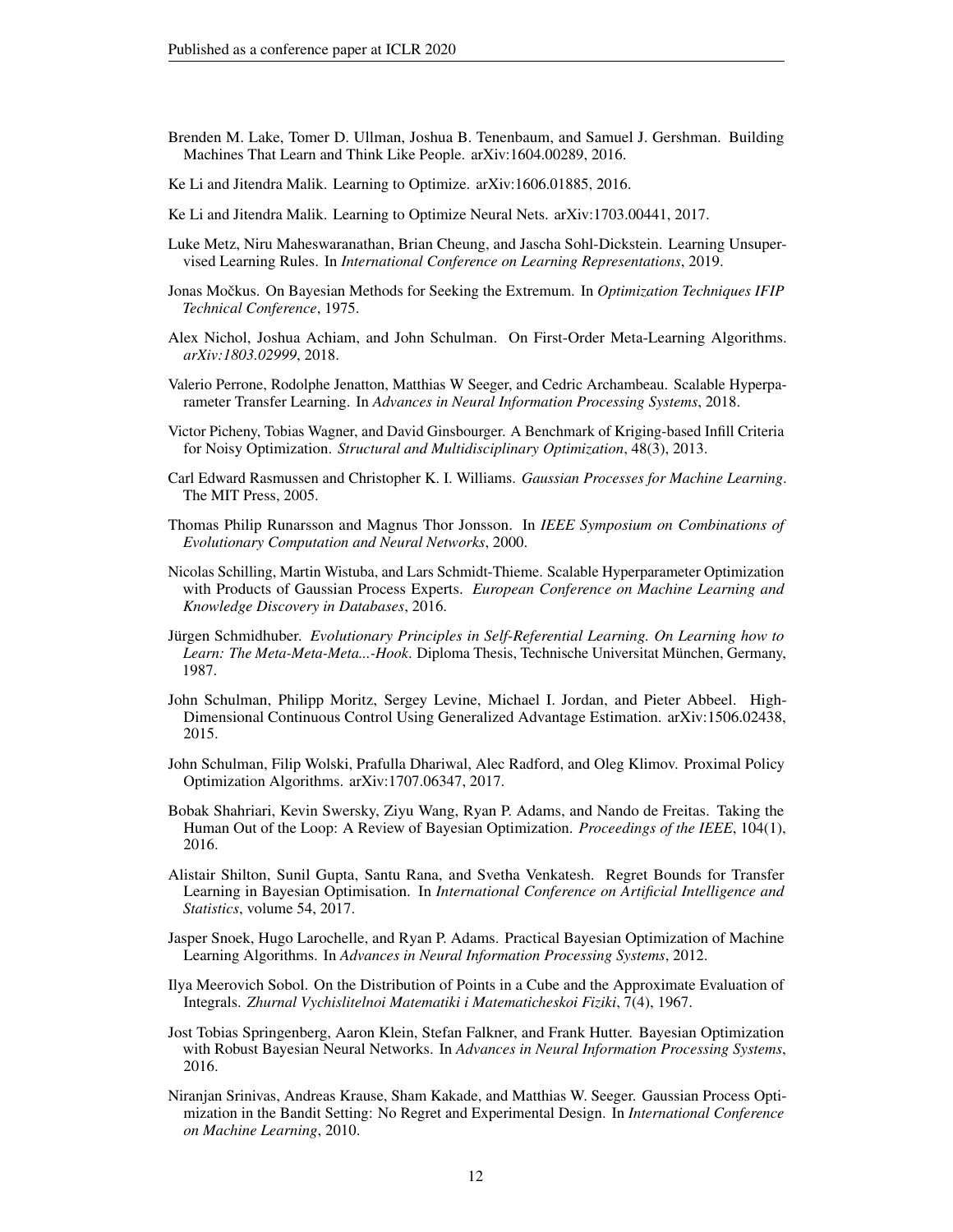Brenden M. Lake, Tomer D. Ullman, Joshua B. Tenenbaum, and Samuel J. Gershman. Building Machines That Learn and Think Like People. arXiv:1604.00289, 2016.

Ke Li and Jitendra Malik. Learning to Optimize. arXiv:1606.01885, 2016.

Ke Li and Jitendra Malik. Learning to Optimize Neural Nets. arXiv:1703.00441, 2017.

Luke Metz, Niru Maheswaranathan, Brian Cheung, and Jascha Sohl-Dickstein. Learning Unsupervised Learning Rules. In *International Conference on Learning Representations*, 2019.

Jonas Močkus. On Bayesian Methods for Seeking the Extremum. In *Optimization Techniques IFIP Technical Conference*, 1975.

Alex Nichol, Joshua Achiam, and John Schulman. On First-Order Meta-Learning Algorithms. *arXiv:1803.02999*, 2018.

Valerio Perrone, Rodolphe Jenatton, Matthias W Seeger, and Cedric Archambeau. Scalable Hyperparameter Transfer Learning. In *Advances in Neural Information Processing Systems*, 2018.

Victor Picheny, Tobias Wagner, and David Ginsbourger. A Benchmark of Kriging-based Infill Criteria for Noisy Optimization. *Structural and Multidisciplinary Optimization*, 48(3), 2013.

Carl Edward Rasmussen and Christopher K. I. Williams. *Gaussian Processes for Machine Learning*. The MIT Press, 2005.

Thomas Philip Runarsson and Magnus Thor Jonsson. In *IEEE Symposium on Combinations of Evolutionary Computation and Neural Networks*, 2000.

Nicolas Schilling, Martin Wistuba, and Lars Schmidt-Thieme. Scalable Hyperparameter Optimization with Products of Gaussian Process Experts. *European Conference on Machine Learning and Knowledge Discovery in Databases*, 2016.

Jürgen Schmidhuber. *Evolutionary Principles in Self-Referential Learning. On Learning how to Learn: The Meta-Meta-Meta...-Hook*. Diploma Thesis, Technische Universitat München, Germany, 1987.

John Schulman, Philipp Moritz, Sergey Levine, Michael I. Jordan, and Pieter Abbeel. High-Dimensional Continuous Control Using Generalized Advantage Estimation. arXiv:1506.02438, 2015.

John Schulman, Filip Wolski, Prafulla Dhariwal, Alec Radford, and Oleg Klimov. Proximal Policy Optimization Algorithms. arXiv:1707.06347, 2017.

Bobak Shahriari, Kevin Swersky, Ziyu Wang, Ryan P. Adams, and Nando de Freitas. Taking the Human Out of the Loop: A Review of Bayesian Optimization. *Proceedings of the IEEE*, 104(1), 2016.

Alistair Shilton, Sunil Gupta, Santu Rana, and Svetha Venkatesh. Regret Bounds for Transfer Learning in Bayesian Optimisation. In *International Conference on Artificial Intelligence and Statistics*, volume 54, 2017.

Jasper Snoek, Hugo Larochelle, and Ryan P. Adams. Practical Bayesian Optimization of Machine Learning Algorithms. In *Advances in Neural Information Processing Systems*, 2012.

Ilya Meerovich Sobol. On the Distribution of Points in a Cube and the Approximate Evaluation of Integrals. *Zhurnal Vychislitelnoi Matematiki i Matematicheskoi Fiziki*, 7(4), 1967.

Jost Tobias Springenberg, Aaron Klein, Stefan Falkner, and Frank Hutter. Bayesian Optimization with Robust Bayesian Neural Networks. In *Advances in Neural Information Processing Systems*, 2016.

Niranjan Srinivas, Andreas Krause, Sham Kakade, and Matthias W. Seeger. Gaussian Process Optimization in the Bandit Setting: No Regret and Experimental Design. In *International Conference on Machine Learning*, 2010.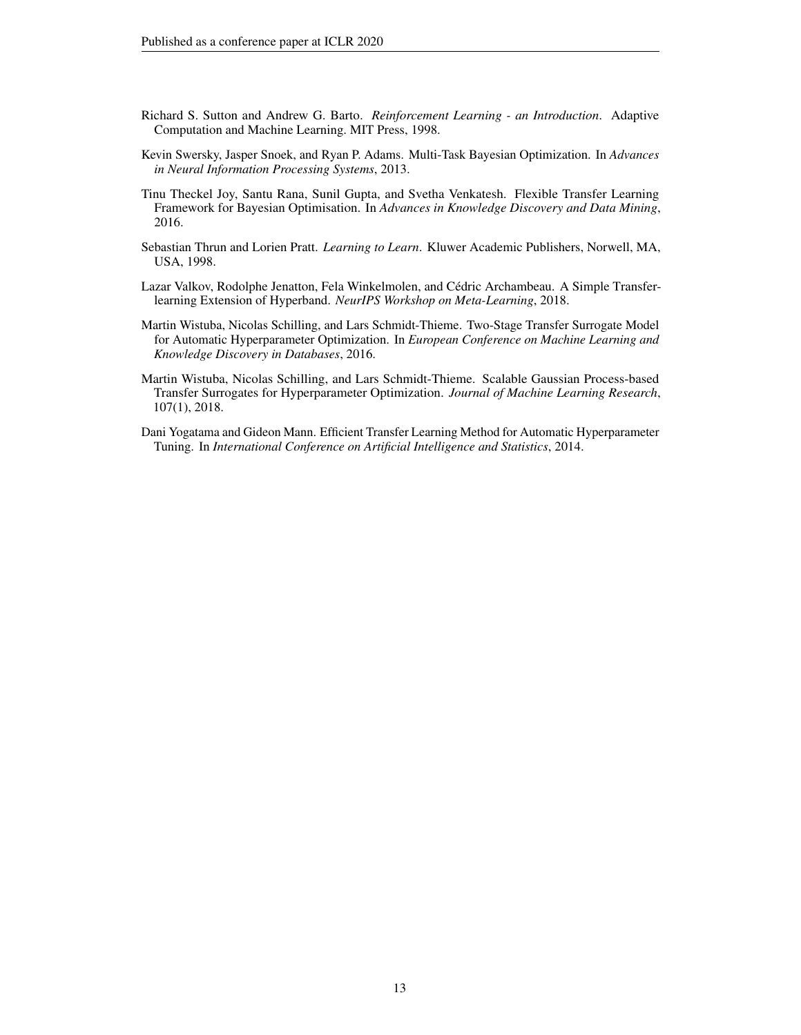Richard S. Sutton and Andrew G. Barto. *Reinforcement Learning - an Introduction*. Adaptive Computation and Machine Learning. MIT Press, 1998.

Kevin Swersky, Jasper Snoek, and Ryan P. Adams. Multi-Task Bayesian Optimization. In *Advances in Neural Information Processing Systems*, 2013.

Tinu Theckel Joy, Santu Rana, Sunil Gupta, and Svetha Venkatesh. Flexible Transfer Learning Framework for Bayesian Optimisation. In *Advances in Knowledge Discovery and Data Mining*, 2016.

Sebastian Thrun and Lorien Pratt. *Learning to Learn*. Kluwer Academic Publishers, Norwell, MA, USA, 1998.

Lazar Valkov, Rodolphe Jenatton, Fela Winkelmolen, and Cédric Archambeau. A Simple Transfer-learning Extension of Hyperband. *NeurIPS Workshop on Meta-Learning*, 2018.

Martin Wistuba, Nicolas Schilling, and Lars Schmidt-Thieme. Two-Stage Transfer Surrogate Model for Automatic Hyperparameter Optimization. In *European Conference on Machine Learning and Knowledge Discovery in Databases*, 2016.

Martin Wistuba, Nicolas Schilling, and Lars Schmidt-Thieme. Scalable Gaussian Process-based Transfer Surrogates for Hyperparameter Optimization. *Journal of Machine Learning Research*, 107(1), 2018.

Dani Yogatama and Gideon Mann. Efficient Transfer Learning Method for Automatic Hyperparameter Tuning. In *International Conference on Artificial Intelligence and Statistics*, 2014.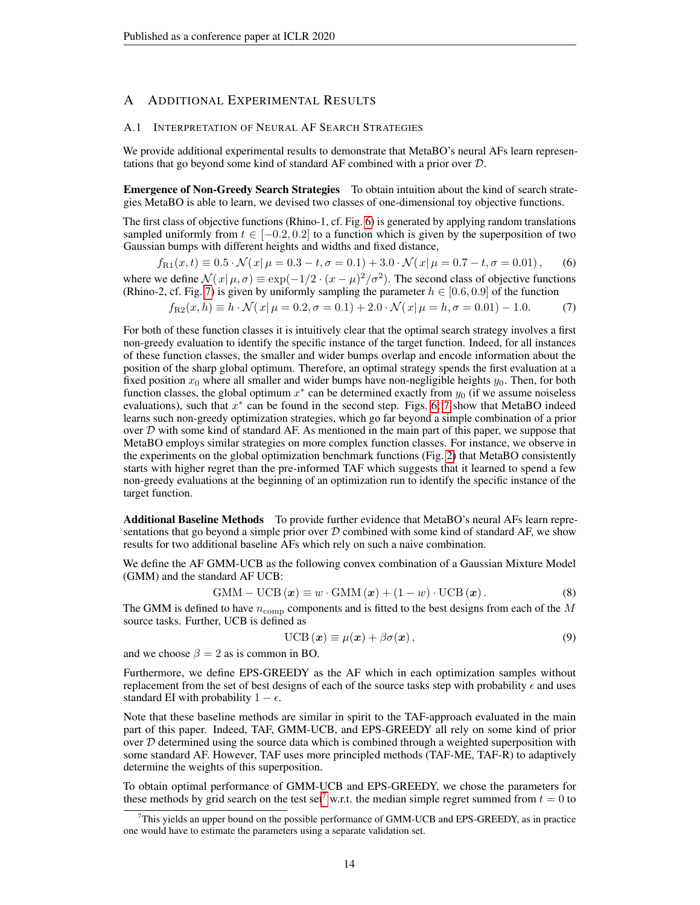# A Additional Experimental Results

## A.1 Interpretation of Neural AF Search Strategies

We provide additional experimental results to demonstrate that MetaBO's neural AFs learn representations that go beyond some kind of standard AF combined with a prior over $\mathcal{D}$.

**Emergence of Non-Greedy Search Strategies** To obtain intuition about the kind of search strategies MetaBO is able to learn, we devised two classes of one-dimensional toy objective functions.

The first class of objective functions (Rhino-1, cf. Fig. 6) is generated by applying random translations sampled uniformly from $t \in [-0.2, 0.2]$ to a function which is given by the superposition of two Gaussian bumps with different heights and widths and fixed distance,

$$f_{\mathrm{R1}}(x,t) \equiv 0.5 \cdot \mathcal{N}(\, x|\, \mu = 0.3 - t, \sigma = 0.1) + 3.0 \cdot \mathcal{N}(\, x|\, \mu = 0.7 - t, \sigma = 0.01)\,, \qquad (6)$$

where we define $\mathcal{N}(\, x|\, \mu, \sigma) \equiv \exp(-1/2 \cdot (x - \mu)^2/\sigma^2)$. The second class of objective functions (Rhino-2, cf. Fig. 7) is given by uniformly sampling the parameter $h \in [0.6, 0.9]$ of the function

$$f_{\mathrm{R2}}(x,h) \equiv h \cdot \mathcal{N}(\, x|\, \mu = 0.2, \sigma = 0.1) + 2.0 \cdot \mathcal{N}(\, x|\, \mu = h, \sigma = 0.01) - 1.0. \qquad (7)$$

For both of these function classes it is intuitively clear that the optimal search strategy involves a first non-greedy evaluation to identify the specific instance of the target function. Indeed, for all instances of these function classes, the smaller and wider bumps overlap and encode information about the position of the sharp global optimum. Therefore, an optimal strategy spends the first evaluation at a fixed position $x_0$ where all smaller and wider bumps have non-negligible heights $y_0$. Then, for both function classes, the global optimum $x^*$ can be determined exactly from $y_0$ (if we assume noiseless evaluations), such that $x^*$ can be found in the second step. Figs. 6, 7 show that MetaBO indeed learns such non-greedy optimization strategies, which go far beyond a simple combination of a prior over $\mathcal{D}$ with some kind of standard AF. As mentioned in the main part of this paper, we suppose that MetaBO employs similar strategies on more complex function classes. For instance, we observe in the experiments on the global optimization benchmark functions (Fig. 2) that MetaBO consistently starts with higher regret than the pre-informed TAF which suggests that it learned to spend a few non-greedy evaluations at the beginning of an optimization run to identify the specific instance of the target function.

**Additional Baseline Methods** To provide further evidence that MetaBO's neural AFs learn representations that go beyond a simple prior over $\mathcal{D}$ combined with some kind of standard AF, we show results for two additional baseline AFs which rely on such a naive combination.

We define the AF GMM-UCB as the following convex combination of a Gaussian Mixture Model (GMM) and the standard AF UCB:

$$\mathrm{GMM-UCB}\,(\boldsymbol{x}) \equiv w \cdot \mathrm{GMM}\,(\boldsymbol{x}) + (1 - w) \cdot \mathrm{UCB}\,(\boldsymbol{x})\,. \qquad (8)$$

The GMM is defined to have $n_{\mathrm{comp}}$ components and is fitted to the best designs from each of the $M$ source tasks. Further, UCB is defined as

$$\mathrm{UCB}\,(\boldsymbol{x}) \equiv \mu(\boldsymbol{x}) + \beta\sigma(\boldsymbol{x})\,, \qquad (9)$$

and we choose $\beta = 2$ as is common in BO.

Furthermore, we define EPS-GREEDY as the AF which in each optimization samples without replacement from the set of best designs of each of the source tasks step with probability $\epsilon$ and uses standard EI with probability $1 - \epsilon$.

Note that these baseline methods are similar in spirit to the TAF-approach evaluated in the main part of this paper. Indeed, TAF, GMM-UCB, and EPS-GREEDY all rely on some kind of prior over $\mathcal{D}$ determined using the source data which is combined through a weighted superposition with some standard AF. However, TAF uses more principled methods (TAF-ME, TAF-R) to adaptively determine the weights of this superposition.

To obtain optimal performance of GMM-UCB and EPS-GREEDY, we chose the parameters for these methods by grid search on the test set[7] w.r.t. the median simple regret summed from $t = 0$ to

[7] This yields an upper bound on the possible performance of GMM-UCB and EPS-GREEDY, as in practice one would have to estimate the parameters using a separate validation set.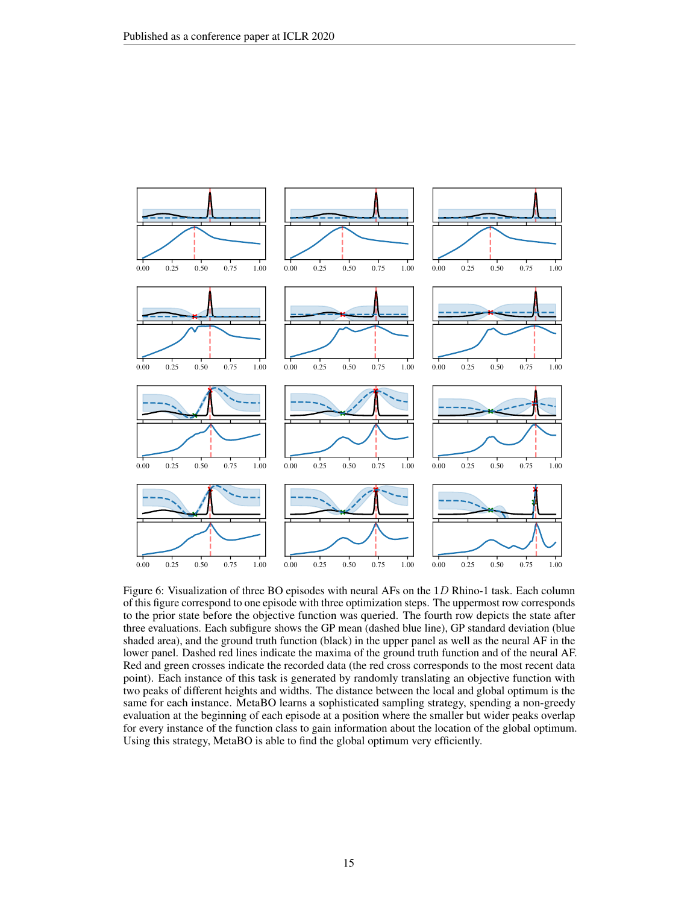Figure 6: Visualization of three BO episodes with neural AFs on the $1D$ Rhino-1 task. Each column of this figure correspond to one episode with three optimization steps. The uppermost row corresponds to the prior state before the objective function was queried. The fourth row depicts the state after three evaluations. Each subfigure shows the GP mean (dashed blue line), GP standard deviation (blue shaded area), and the ground truth function (black) in the upper panel as well as the neural AF in the lower panel. Dashed red lines indicate the maxima of the ground truth function and of the neural AF. Red and green crosses indicate the recorded data (the red cross corresponds to the most recent data point). Each instance of this task is generated by randomly translating an objective function with two peaks of different heights and widths. The distance between the local and global optimum is the same for each instance. MetaBO learns a sophisticated sampling strategy, spending a non-greedy evaluation at the beginning of each episode at a position where the smaller but wider peaks overlap for every instance of the function class to gain information about the location of the global optimum. Using this strategy, MetaBO is able to find the global optimum very efficiently.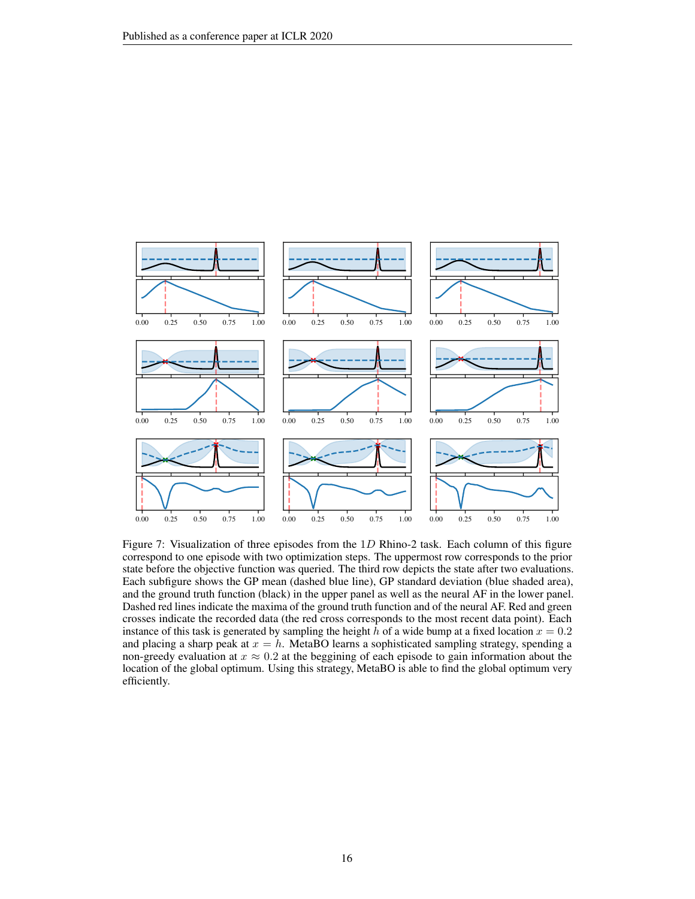Figure 7: Visualization of three episodes from the $1D$ Rhino-2 task. Each column of this figure correspond to one episode with two optimization steps. The uppermost row corresponds to the prior state before the objective function was queried. The third row depicts the state after two evaluations. Each subfigure shows the GP mean (dashed blue line), GP standard deviation (blue shaded area), and the ground truth function (black) in the upper panel as well as the neural AF in the lower panel. Dashed red lines indicate the maxima of the ground truth function and of the neural AF. Red and green crosses indicate the recorded data (the red cross corresponds to the most recent data point). Each instance of this task is generated by sampling the height $h$ of a wide bump at a fixed location $x = 0.2$ and placing a sharp peak at $x = h$. MetaBO learns a sophisticated sampling strategy, spending a non-greedy evaluation at $x \approx 0.2$ at the beggining of each episode to gain information about the location of the global optimum. Using this strategy, MetaBO is able to find the global optimum very efficiently.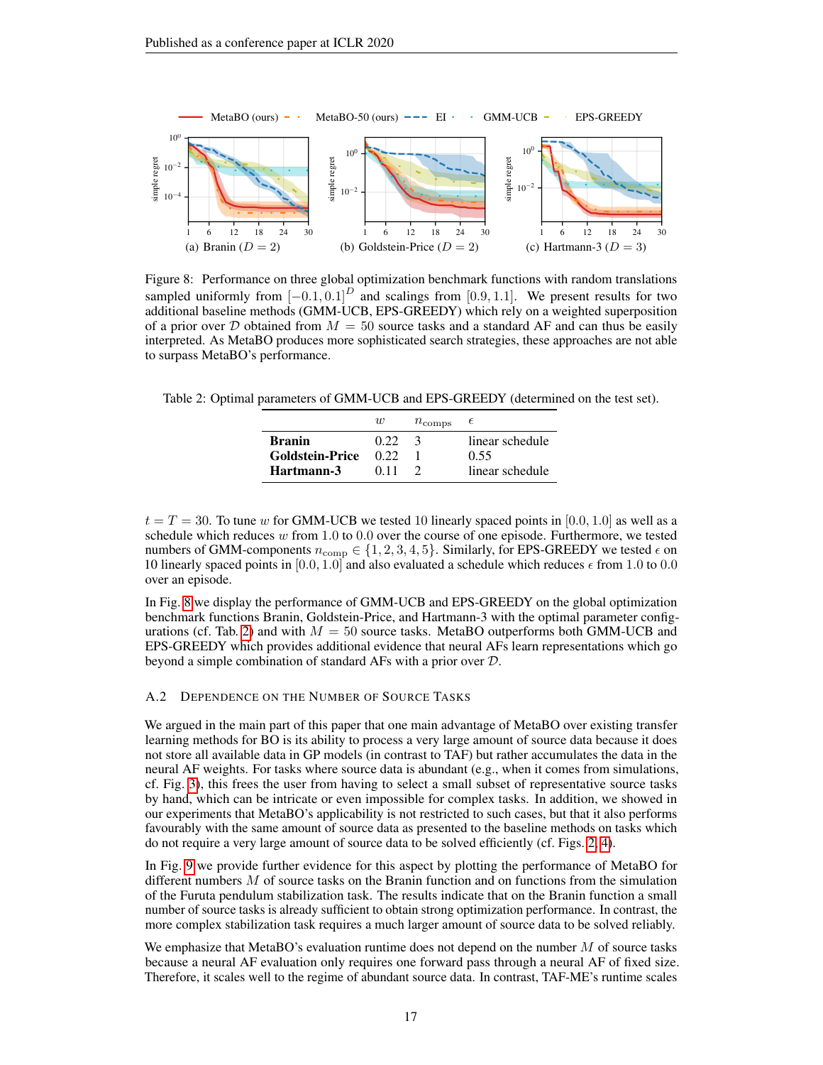Figure 8: Performance on three global optimization benchmark functions with random translations sampled uniformly from $[-0.1, 0.1]^D$ and scalings from $[0.9, 1.1]$. We present results for two additional baseline methods (GMM-UCB, EPS-GREEDY) which rely on a weighted superposition of a prior over $\mathcal{D}$ obtained from $M = 50$ source tasks and a standard AF and can thus be easily interpreted. As MetaBO produces more sophisticated search strategies, these approaches are not able to surpass MetaBO's performance.

Table 2: Optimal parameters of GMM-UCB and EPS-GREEDY (determined on the test set).

| | $w$ | $n_{\text{comps}}$ | $\epsilon$ |
|---|---|---|---|
| **Branin** | 0.22 | 3 | linear schedule |
| **Goldstein-Price** | 0.22 | 1 | 0.55 |
| **Hartmann-3** | 0.11 | 2 | linear schedule |

$t = T = 30$. To tune $w$ for GMM-UCB we tested 10 linearly spaced points in $[0.0, 1.0]$ as well as a schedule which reduces $w$ from 1.0 to 0.0 over the course of one episode. Furthermore, we tested numbers of GMM-components $n_{\text{comp}} \in \{1, 2, 3, 4, 5\}$. Similarly, for EPS-GREEDY we tested $\epsilon$ on 10 linearly spaced points in $[0.0, 1.0]$ and also evaluated a schedule which reduces $\epsilon$ from 1.0 to 0.0 over an episode.

In Fig. 8 we display the performance of GMM-UCB and EPS-GREEDY on the global optimization benchmark functions Branin, Goldstein-Price, and Hartmann-3 with the optimal parameter configurations (cf. Tab. 2) and with $M = 50$ source tasks. MetaBO outperforms both GMM-UCB and EPS-GREEDY which provides additional evidence that neural AFs learn representations which go beyond a simple combination of standard AFs with a prior over $\mathcal{D}$.

### A.2 Dependence on the Number of Source Tasks

We argued in the main part of this paper that one main advantage of MetaBO over existing transfer learning methods for BO is its ability to process a very large amount of source data because it does not store all available data in GP models (in contrast to TAF) but rather accumulates the data in the neural AF weights. For tasks where source data is abundant (e.g., when it comes from simulations, cf. Fig. 3), this frees the user from having to select a small subset of representative source tasks by hand, which can be intricate or even impossible for complex tasks. In addition, we showed in our experiments that MetaBO's applicability is not restricted to such cases, but that it also performs favourably with the same amount of source data as presented to the baseline methods on tasks which do not require a very large amount of source data to be solved efficiently (cf. Figs. 2, 4).

In Fig. 9 we provide further evidence for this aspect by plotting the performance of MetaBO for different numbers $M$ of source tasks on the Branin function and on functions from the simulation of the Furuta pendulum stabilization task. The results indicate that on the Branin function a small number of source tasks is already sufficient to obtain strong optimization performance. In contrast, the more complex stabilization task requires a much larger amount of source data to be solved reliably.

We emphasize that MetaBO's evaluation runtime does not depend on the number $M$ of source tasks because a neural AF evaluation only requires one forward pass through a neural AF of fixed size. Therefore, it scales well to the regime of abundant source data. In contrast, TAF-ME's runtime scales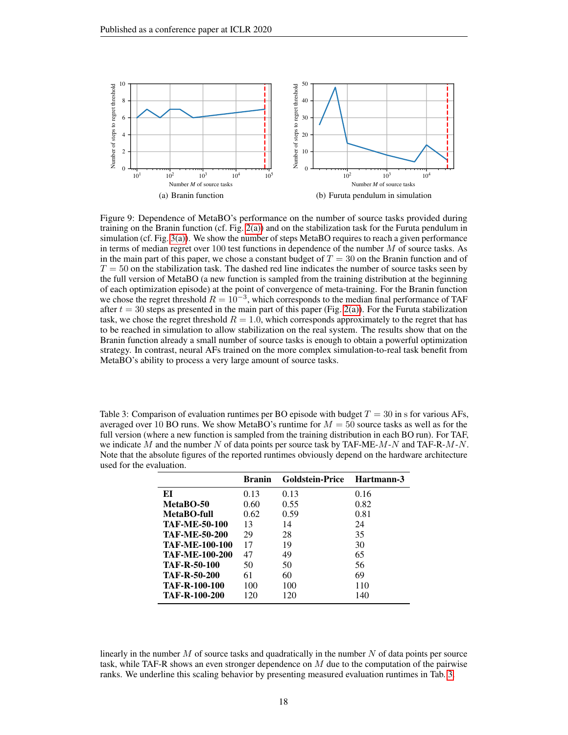(a) Branin function

(b) Furuta pendulum in simulation

Figure 9: Dependence of MetaBO's performance on the number of source tasks provided during training on the Branin function (cf. Fig. 2(a)) and on the stabilization task for the Furuta pendulum in simulation (cf. Fig. 3(a)). We show the number of steps MetaBO requires to reach a given performance in terms of median regret over 100 test functions in dependence of the number $M$ of source tasks. As in the main part of this paper, we chose a constant budget of $T = 30$ on the Branin function and of $T = 50$ on the stabilization task. The dashed red line indicates the number of source tasks seen by the full version of MetaBO (a new function is sampled from the training distribution at the beginning of each optimization episode) at the point of convergence of meta-training. For the Branin function we chose the regret threshold $R = 10^{-3}$, which corresponds to the median final performance of TAF after $t = 30$ steps as presented in the main part of this paper (Fig. 2(a)). For the Furuta stabilization task, we chose the regret threshold $R = 1.0$, which corresponds approximately to the regret that has to be reached in simulation to allow stabilization on the real system. The results show that on the Branin function already a small number of source tasks is enough to obtain a powerful optimization strategy. In contrast, neural AFs trained on the more complex simulation-to-real task benefit from MetaBO's ability to process a very large amount of source tasks.

Table 3: Comparison of evaluation runtimes per BO episode with budget $T = 30$ in s for various AFs, averaged over 10 BO runs. We show MetaBO's runtime for $M = 50$ source tasks as well as for the full version (where a new function is sampled from the training distribution in each BO run). For TAF, we indicate $M$ and the number $N$ of data points per source task by TAF-ME-$M$-$N$ and TAF-R-$M$-$N$. Note that the absolute figures of the reported runtimes obviously depend on the hardware architecture used for the evaluation.

| | **Branin** | **Goldstein-Price** | **Hartmann-3** |
|---|---|---|---|
| **EI** | 0.13 | 0.13 | 0.16 |
| **MetaBO-50** | 0.60 | 0.55 | 0.82 |
| **MetaBO-full** | 0.62 | 0.59 | 0.81 |
| **TAF-ME-50-100** | 13 | 14 | 24 |
| **TAF-ME-50-200** | 29 | 28 | 35 |
| **TAF-ME-100-100** | 17 | 19 | 30 |
| **TAF-ME-100-200** | 47 | 49 | 65 |
| **TAF-R-50-100** | 50 | 50 | 56 |
| **TAF-R-50-200** | 61 | 60 | 69 |
| **TAF-R-100-100** | 100 | 100 | 110 |
| **TAF-R-100-200** | 120 | 120 | 140 |

linearly in the number $M$ of source tasks and quadratically in the number $N$ of data points per source task, while TAF-R shows an even stronger dependence on $M$ due to the computation of the pairwise ranks. We underline this scaling behavior by presenting measured evaluation runtimes in Tab. 3.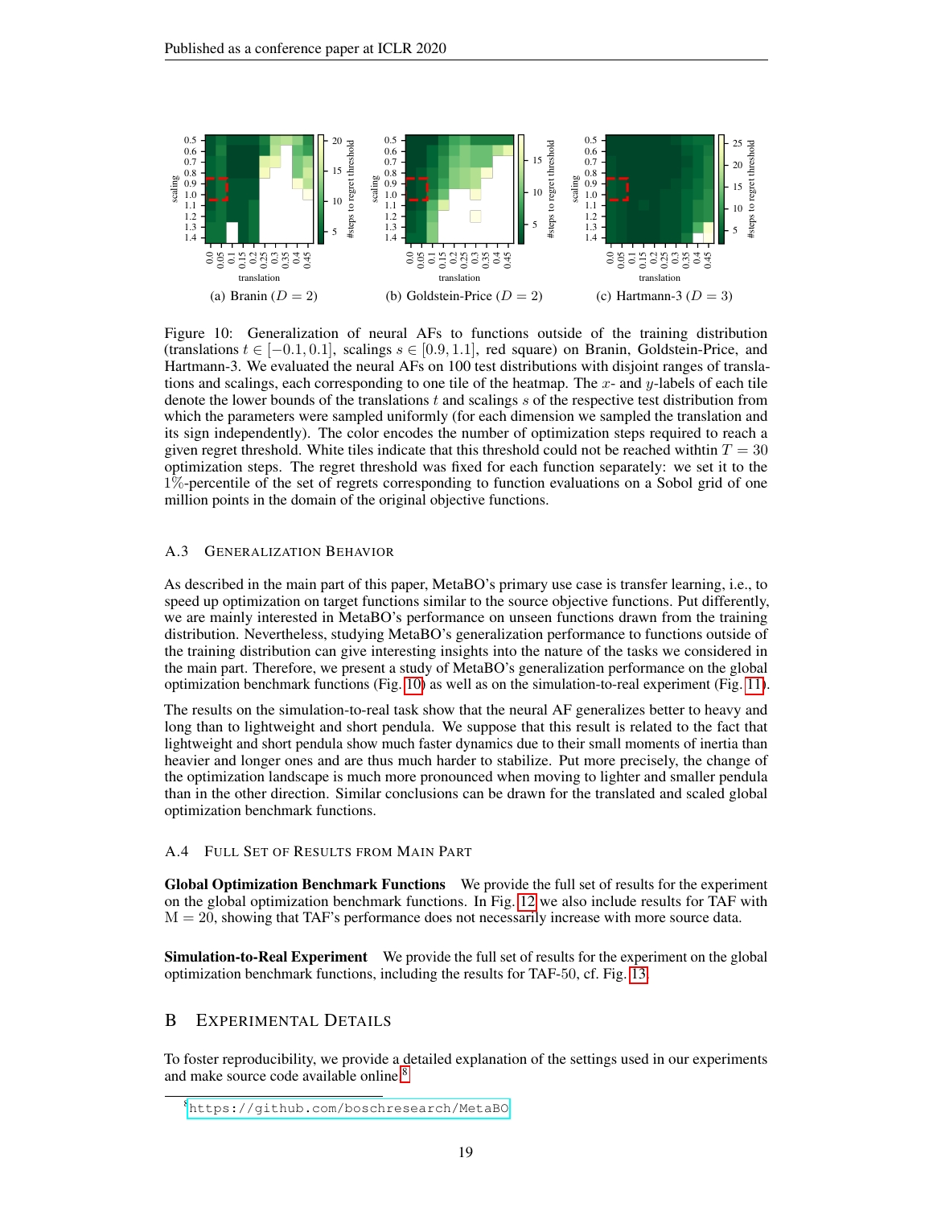(a) Branin ($D = 2$)

(b) Goldstein-Price ($D = 2$)

(c) Hartmann-3 ($D = 3$)

Figure 10: Generalization of neural AFs to functions outside of the training distribution (translations $t \in [-0.1, 0.1]$, scalings $s \in [0.9, 1.1]$, red square) on Branin, Goldstein-Price, and Hartmann-3. We evaluated the neural AFs on 100 test distributions with disjoint ranges of translations and scalings, each corresponding to one tile of the heatmap. The $x$- and $y$-labels of each tile denote the lower bounds of the translations $t$ and scalings $s$ of the respective test distribution from which the parameters were sampled uniformly (for each dimension we sampled the translation and its sign independently). The color encodes the number of optimization steps required to reach a given regret threshold. White tiles indicate that this threshold could not be reached withtin $T = 30$ optimization steps. The regret threshold was fixed for each function separately: we set it to the 1%-percentile of the set of regrets corresponding to function evaluations on a Sobol grid of one million points in the domain of the original objective functions.

### A.3 Generalization Behavior

As described in the main part of this paper, MetaBO's primary use case is transfer learning, i.e., to speed up optimization on target functions similar to the source objective functions. Put differently, we are mainly interested in MetaBO's performance on unseen functions drawn from the training distribution. Nevertheless, studying MetaBO's generalization performance to functions outside of the training distribution can give interesting insights into the nature of the tasks we considered in the main part. Therefore, we present a study of MetaBO's generalization performance on the global optimization benchmark functions (Fig. 10) as well as on the simulation-to-real experiment (Fig. 11).

The results on the simulation-to-real task show that the neural AF generalizes better to heavy and long than to lightweight and short pendula. We suppose that this result is related to the fact that lightweight and short pendula show much faster dynamics due to their small moments of inertia than heavier and longer ones and are thus much harder to stabilize. Put more precisely, the change of the optimization landscape is much more pronounced when moving to lighter and smaller pendula than in the other direction. Similar conclusions can be drawn for the translated and scaled global optimization benchmark functions.

### A.4 Full Set of Results from Main Part

**Global Optimization Benchmark Functions** We provide the full set of results for the experiment on the global optimization benchmark functions. In Fig. 12 we also include results for TAF with M = 20, showing that TAF's performance does not necessarily increase with more source data.

**Simulation-to-Real Experiment** We provide the full set of results for the experiment on the global optimization benchmark functions, including the results for TAF-50, cf. Fig. 13.

## B Experimental Details

To foster reproducibility, we provide a detailed explanation of the settings used in our experiments and make source code available online.[8]

[8] https://github.com/boschresearch/MetaBO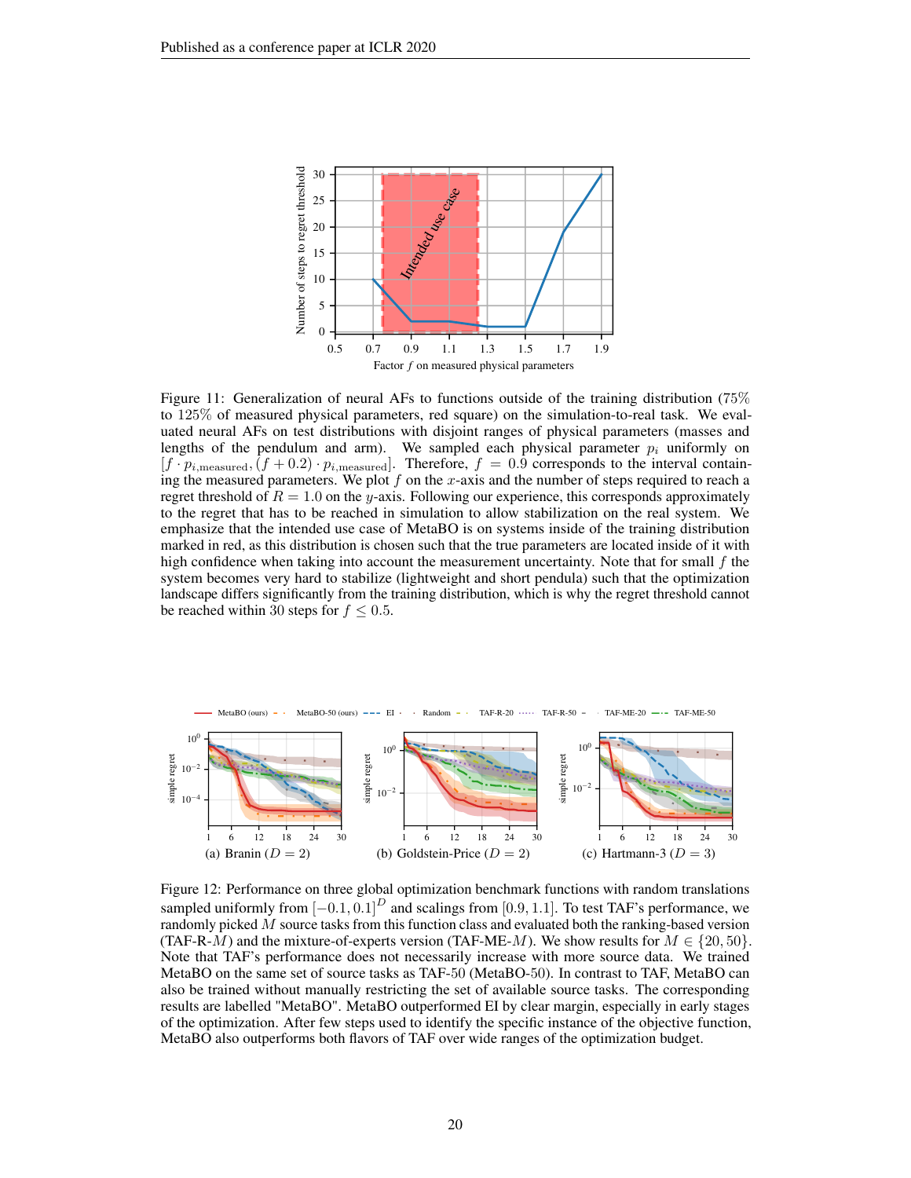Figure 11: Generalization of neural AFs to functions outside of the training distribution (75% to 125% of measured physical parameters, red square) on the simulation-to-real task. We evaluated neural AFs on test distributions with disjoint ranges of physical parameters (masses and lengths of the pendulum and arm). We sampled each physical parameter $p_i$ uniformly on $[f \cdot p_{i,\text{measured}}, (f + 0.2) \cdot p_{i,\text{measured}}]$. Therefore, $f = 0.9$ corresponds to the interval containing the measured parameters. We plot $f$ on the $x$-axis and the number of steps required to reach a regret threshold of $R = 1.0$ on the $y$-axis. Following our experience, this corresponds approximately to the regret that has to be reached in simulation to allow stabilization on the real system. We emphasize that the intended use case of MetaBO is on systems inside of the training distribution marked in red, as this distribution is chosen such that the true parameters are located inside of it with high confidence when taking into account the measurement uncertainty. Note that for small $f$ the system becomes very hard to stabilize (lightweight and short pendula) such that the optimization landscape differs significantly from the training distribution, which is why the regret threshold cannot be reached within 30 steps for $f \leq 0.5$.

(a) Branin ($D = 2$) (b) Goldstein-Price ($D = 2$) (c) Hartmann-3 ($D = 3$)

Figure 12: Performance on three global optimization benchmark functions with random translations sampled uniformly from $[-0.1, 0.1]^D$ and scalings from $[0.9, 1.1]$. To test TAF's performance, we randomly picked $M$ source tasks from this function class and evaluated both the ranking-based version (TAF-R-$M$) and the mixture-of-experts version (TAF-ME-$M$). We show results for $M \in \{20, 50\}$. Note that TAF's performance does not necessarily increase with more source data. We trained MetaBO on the same set of source tasks as TAF-50 (MetaBO-50). In contrast to TAF, MetaBO can also be trained without manually restricting the set of available source tasks. The corresponding results are labelled "MetaBO". MetaBO outperformed EI by clear margin, especially in early stages of the optimization. After few steps used to identify the specific instance of the objective function, MetaBO also outperforms both flavors of TAF over wide ranges of the optimization budget.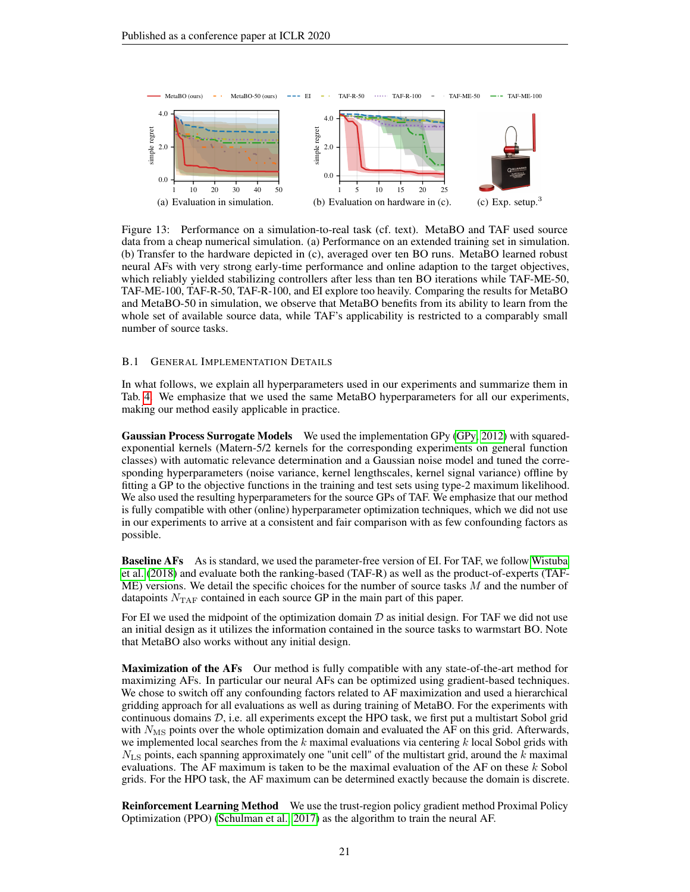(a) Evaluation in simulation.

(b) Evaluation on hardware in (c).

(c) Exp. setup.[3]

Figure 13: Performance on a simulation-to-real task (cf. text). MetaBO and TAF used source data from a cheap numerical simulation. (a) Performance on an extended training set in simulation. (b) Transfer to the hardware depicted in (c), averaged over ten BO runs. MetaBO learned robust neural AFs with very strong early-time performance and online adaption to the target objectives, which reliably yielded stabilizing controllers after less than ten BO iterations while TAF-ME-50, TAF-ME-100, TAF-R-50, TAF-R-100, and EI explore too heavily. Comparing the results for MetaBO and MetaBO-50 in simulation, we observe that MetaBO benefits from its ability to learn from the whole set of available source data, while TAF's applicability is restricted to a comparably small number of source tasks.

### B.1 General Implementation Details

In what follows, we explain all hyperparameters used in our experiments and summarize them in Tab. 4. We emphasize that we used the same MetaBO hyperparameters for all our experiments, making our method easily applicable in practice.

**Gaussian Process Surrogate Models** We used the implementation GPy (GPy, 2012) with squared-exponential kernels (Matern-5/2 kernels for the corresponding experiments on general function classes) with automatic relevance determination and a Gaussian noise model and tuned the corresponding hyperparameters (noise variance, kernel lengthscales, kernel signal variance) offline by fitting a GP to the objective functions in the training and test sets using type-2 maximum likelihood. We also used the resulting hyperparameters for the source GPs of TAF. We emphasize that our method is fully compatible with other (online) hyperparameter optimization techniques, which we did not use in our experiments to arrive at a consistent and fair comparison with as few confounding factors as possible.

**Baseline AFs** As is standard, we used the parameter-free version of EI. For TAF, we follow Wistuba et al. (2018) and evaluate both the ranking-based (TAF-R) as well as the product-of-experts (TAF-ME) versions. We detail the specific choices for the number of source tasks $M$ and the number of datapoints $N_{\mathrm{TAF}}$ contained in each source GP in the main part of this paper.

For EI we used the midpoint of the optimization domain $\mathcal{D}$ as initial design. For TAF we did not use an initial design as it utilizes the information contained in the source tasks to warmstart BO. Note that MetaBO also works without any initial design.

**Maximization of the AFs** Our method is fully compatible with any state-of-the-art method for maximizing AFs. In particular our neural AFs can be optimized using gradient-based techniques. We chose to switch off any confounding factors related to AF maximization and used a hierarchical gridding approach for all evaluations as well as during training of MetaBO. For the experiments with continuous domains $\mathcal{D}$, i.e. all experiments except the HPO task, we first put a multistart Sobol grid with $N_{\mathrm{MS}}$ points over the whole optimization domain and evaluated the AF on this grid. Afterwards, we implemented local searches from the $k$ maximal evaluations via centering $k$ local Sobol grids with $N_{\mathrm{LS}}$ points, each spanning approximately one "unit cell" of the multistart grid, around the $k$ maximal evaluations. The AF maximum is taken to be the maximal evaluation of the AF on these $k$ Sobol grids. For the HPO task, the AF maximum can be determined exactly because the domain is discrete.

**Reinforcement Learning Method** We use the trust-region policy gradient method Proximal Policy Optimization (PPO) (Schulman et al., 2017) as the algorithm to train the neural AF.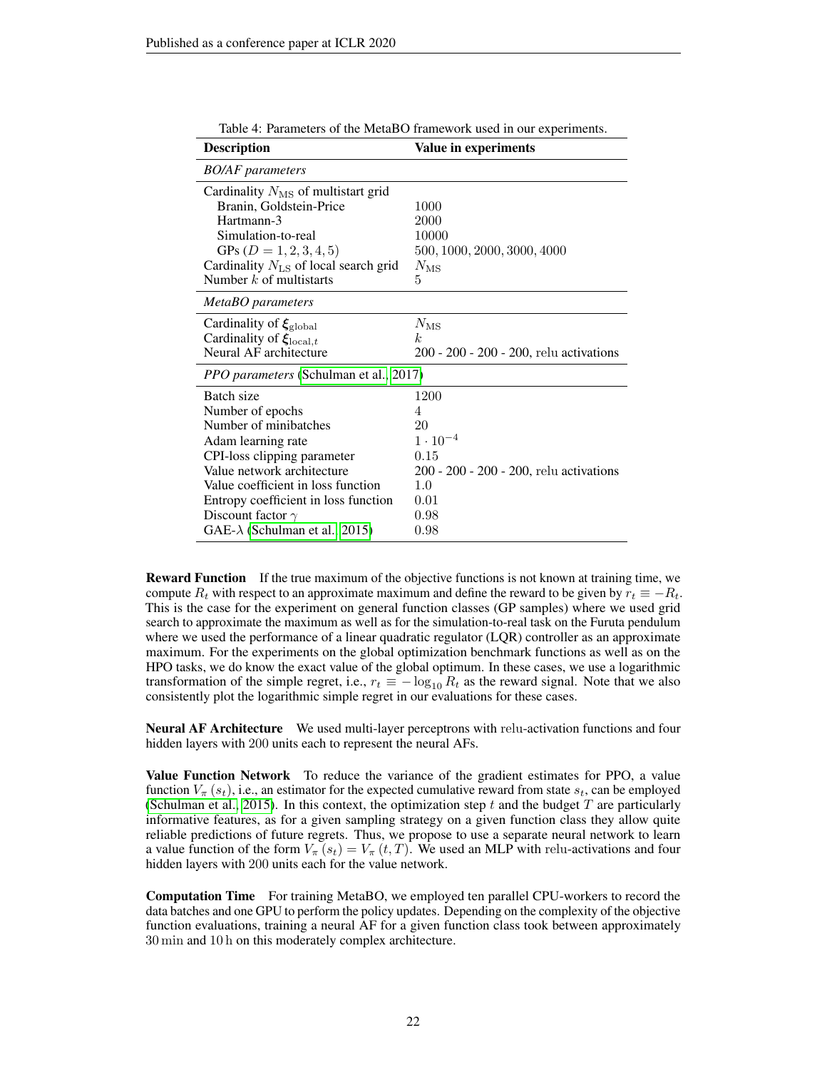Table 4: Parameters of the MetaBO framework used in our experiments.

| Description | Value in experiments |
|---|---|
| *BO/AF parameters* | |
| Cardinality $N_{\mathrm{MS}}$ of multistart grid | |
| Branin, Goldstein-Price | $1000$ |
| Hartmann-3 | $2000$ |
| Simulation-to-real | $10000$ |
| GPs ($D = 1, 2, 3, 4, 5$) | $500, 1000, 2000, 3000, 4000$ |
| Cardinality $N_{\mathrm{LS}}$ of local search grid | $N_{\mathrm{MS}}$ |
| Number $k$ of multistarts | $5$ |
| *MetaBO parameters* | |
| Cardinality of $\boldsymbol{\xi}_{\mathrm{global}}$ | $N_{\mathrm{MS}}$ |
| Cardinality of $\boldsymbol{\xi}_{\mathrm{local},t}$ | $k$ |
| Neural AF architecture | 200 - 200 - 200 - 200, relu activations |
| *PPO parameters* (Schulman et al., 2017) | |
| Batch size | $1200$ |
| Number of epochs | $4$ |
| Number of minibatches | $20$ |
| Adam learning rate | $1 \cdot 10^{-4}$ |
| CPI-loss clipping parameter | $0.15$ |
| Value network architecture | 200 - 200 - 200 - 200, relu activations |
| Value coefficient in loss function | $1.0$ |
| Entropy coefficient in loss function | $0.01$ |
| Discount factor $\gamma$ | $0.98$ |
| GAE-$\lambda$ (Schulman et al., 2015) | $0.98$ |

**Reward Function** If the true maximum of the objective functions is not known at training time, we compute $R_t$ with respect to an approximate maximum and define the reward to be given by $r_t \equiv -R_t$. This is the case for the experiment on general function classes (GP samples) where we used grid search to approximate the maximum as well as for the simulation-to-real task on the Furuta pendulum where we used the performance of a linear quadratic regulator (LQR) controller as an approximate maximum. For the experiments on the global optimization benchmark functions as well as on the HPO tasks, we do know the exact value of the global optimum. In these cases, we use a logarithmic transformation of the simple regret, i.e., $r_t \equiv -\log_{10} R_t$ as the reward signal. Note that we also consistently plot the logarithmic simple regret in our evaluations for these cases.

**Neural AF Architecture** We used multi-layer perceptrons with relu-activation functions and four hidden layers with 200 units each to represent the neural AFs.

**Value Function Network** To reduce the variance of the gradient estimates for PPO, a value function $V_\pi(s_t)$, i.e., an estimator for the expected cumulative reward from state $s_t$, can be employed (Schulman et al., 2015). In this context, the optimization step $t$ and the budget $T$ are particularly informative features, as for a given sampling strategy on a given function class they allow quite reliable predictions of future regrets. Thus, we propose to use a separate neural network to learn a value function of the form $V_\pi(s_t) = V_\pi(t, T)$. We used an MLP with relu-activations and four hidden layers with 200 units each for the value network.

**Computation Time** For training MetaBO, we employed ten parallel CPU-workers to record the data batches and one GPU to perform the policy updates. Depending on the complexity of the objective function evaluations, training a neural AF for a given function class took between approximately $30\,\mathrm{min}$ and $10\,\mathrm{h}$ on this moderately complex architecture.